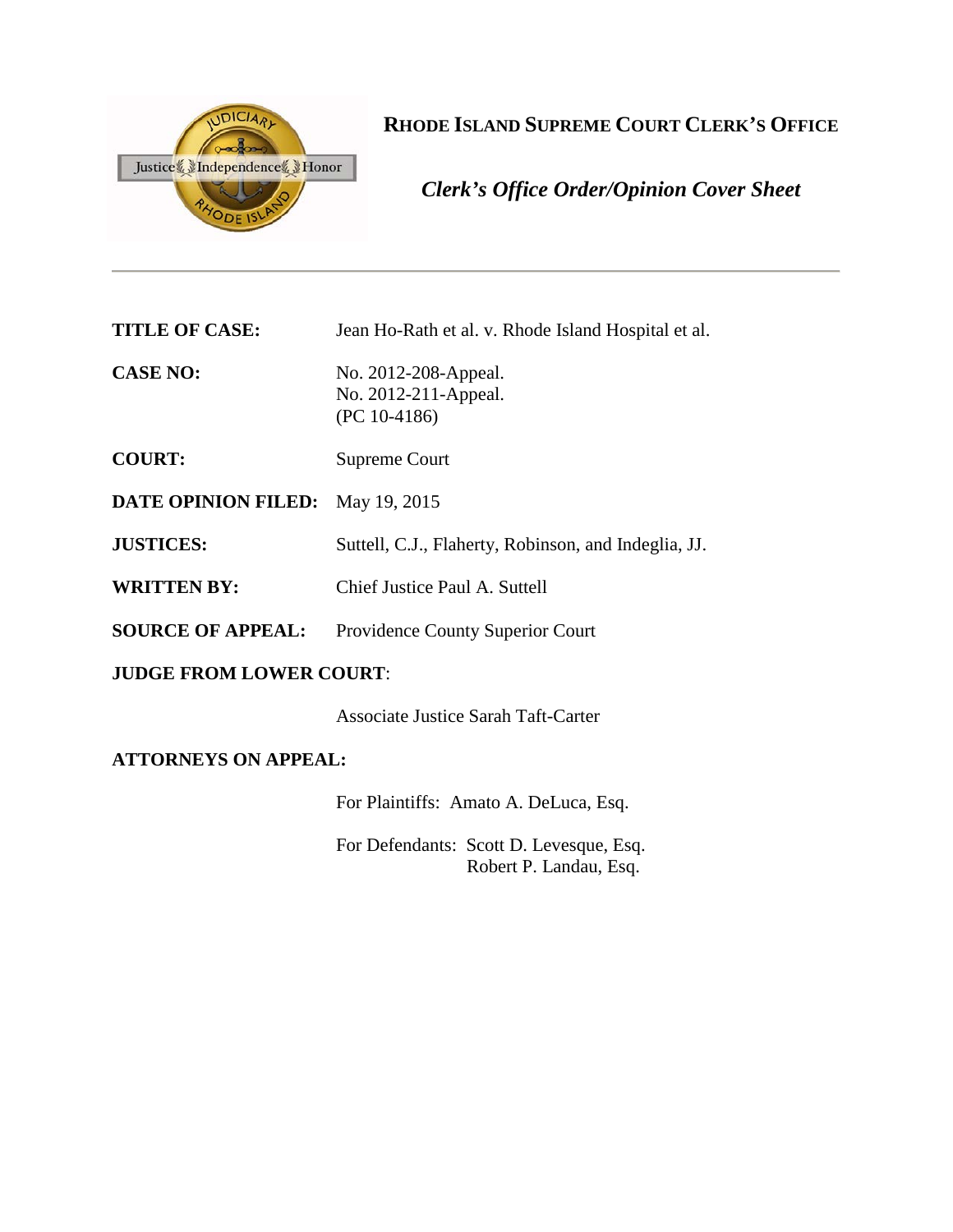**RHODE ISLAND SUPREME COURT CLERK'S OFFICE**

***Clerk's Office Order/Opinion Cover Sheet***

---

| | |
|---|---|
| **TITLE OF CASE:** | Jean Ho-Rath et al. v. Rhode Island Hospital et al. |
| **CASE NO:** | No. 2012-208-Appeal.<br>No. 2012-211-Appeal.<br>(PC 10-4186) |
| **COURT:** | Supreme Court |
| **DATE OPINION FILED:** | May 19, 2015 |
| **JUSTICES:** | Suttell, C.J., Flaherty, Robinson, and Indeglia, JJ. |
| **WRITTEN BY:** | Chief Justice Paul A. Suttell |
| **SOURCE OF APPEAL:** | Providence County Superior Court |

**JUDGE FROM LOWER COURT**:

Associate Justice Sarah Taft-Carter

**ATTORNEYS ON APPEAL:**

For Plaintiffs: Amato A. DeLuca, Esq.

For Defendants: Scott D. Levesque, Esq.
Robert P. Landau, Esq.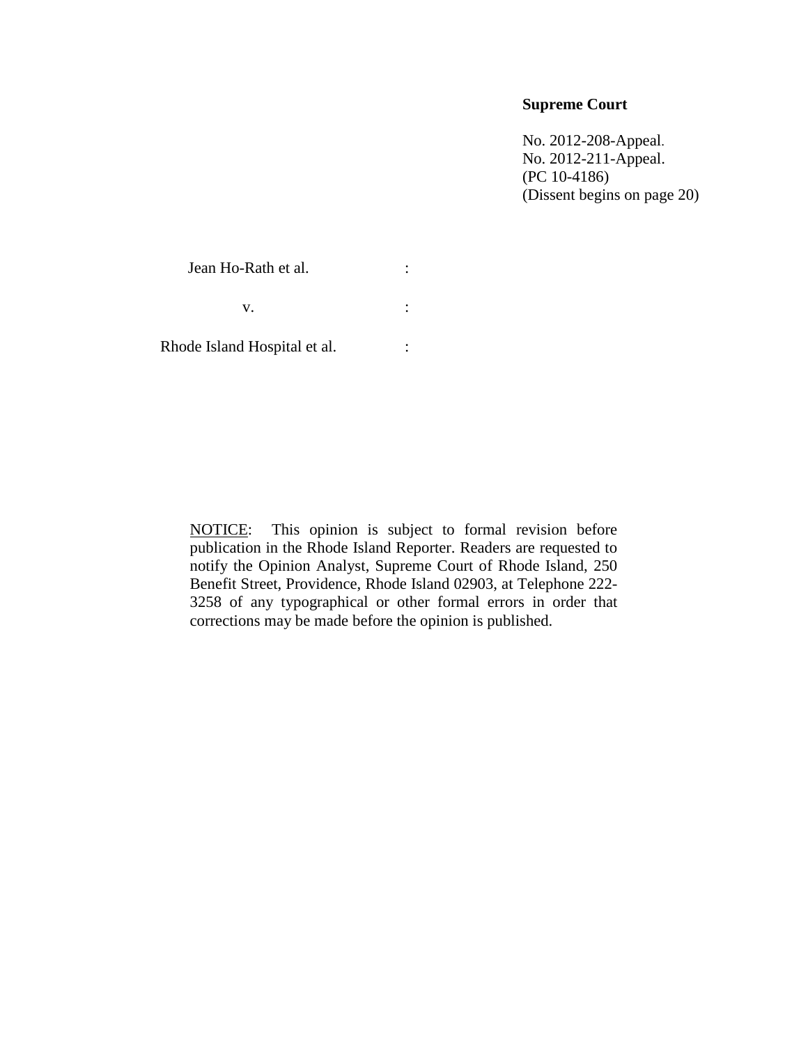**Supreme Court**

No. 2012-208-Appeal.
No. 2012-211-Appeal.
(PC 10-4186)
(Dissent begins on page 20)

| | |
|---|---|
| Jean Ho-Rath et al. | : |
| v. | : |
| Rhode Island Hospital et al. | : |

NOTICE: This opinion is subject to formal revision before publication in the Rhode Island Reporter. Readers are requested to notify the Opinion Analyst, Supreme Court of Rhode Island, 250 Benefit Street, Providence, Rhode Island 02903, at Telephone 222-3258 of any typographical or other formal errors in order that corrections may be made before the opinion is published.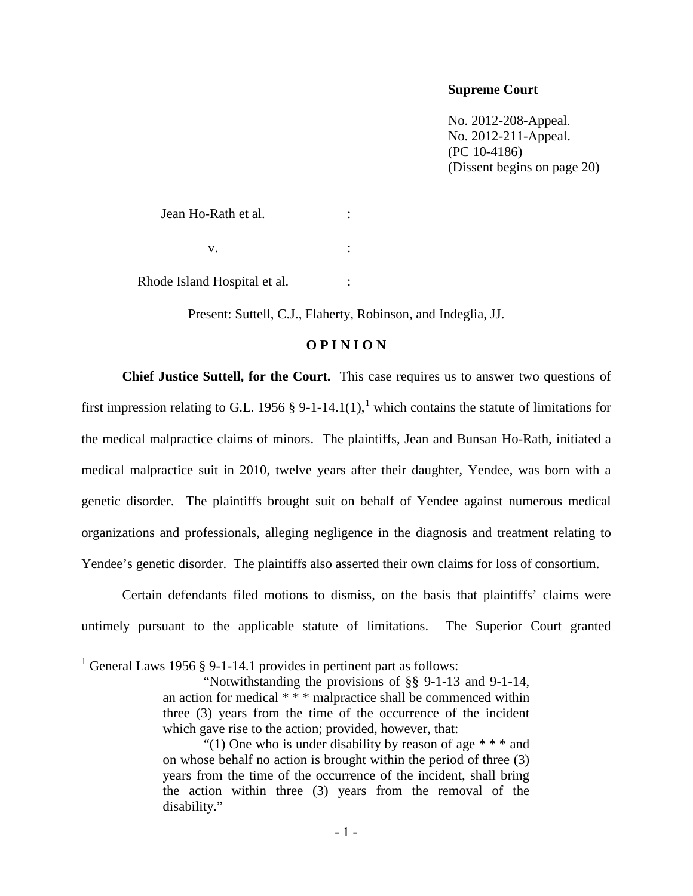**Supreme Court**

No. 2012-208-Appeal.
No. 2012-211-Appeal.
(PC 10-4186)
(Dissent begins on page 20)

Jean Ho-Rath et al. :

v. :

Rhode Island Hospital et al. :

Present: Suttell, C.J., Flaherty, Robinson, and Indeglia, JJ.

**O P I N I O N**

**Chief Justice Suttell, for the Court.** This case requires us to answer two questions of first impression relating to G.L. 1956 § 9-1-14.1(1),[1] which contains the statute of limitations for the medical malpractice claims of minors. The plaintiffs, Jean and Bunsan Ho-Rath, initiated a medical malpractice suit in 2010, twelve years after their daughter, Yendee, was born with a genetic disorder. The plaintiffs brought suit on behalf of Yendee against numerous medical organizations and professionals, alleging negligence in the diagnosis and treatment relating to Yendee's genetic disorder. The plaintiffs also asserted their own claims for loss of consortium.

Certain defendants filed motions to dismiss, on the basis that plaintiffs' claims were untimely pursuant to the applicable statute of limitations. The Superior Court granted

---

[1] General Laws 1956 § 9-1-14.1 provides in pertinent part as follows:

> "Notwithstanding the provisions of §§ 9-1-13 and 9-1-14, an action for medical * * * malpractice shall be commenced within three (3) years from the time of the occurrence of the incident which gave rise to the action; provided, however, that:
>
> "(1) One who is under disability by reason of age * * * and on whose behalf no action is brought within the period of three (3) years from the time of the occurrence of the incident, shall bring the action within three (3) years from the removal of the disability."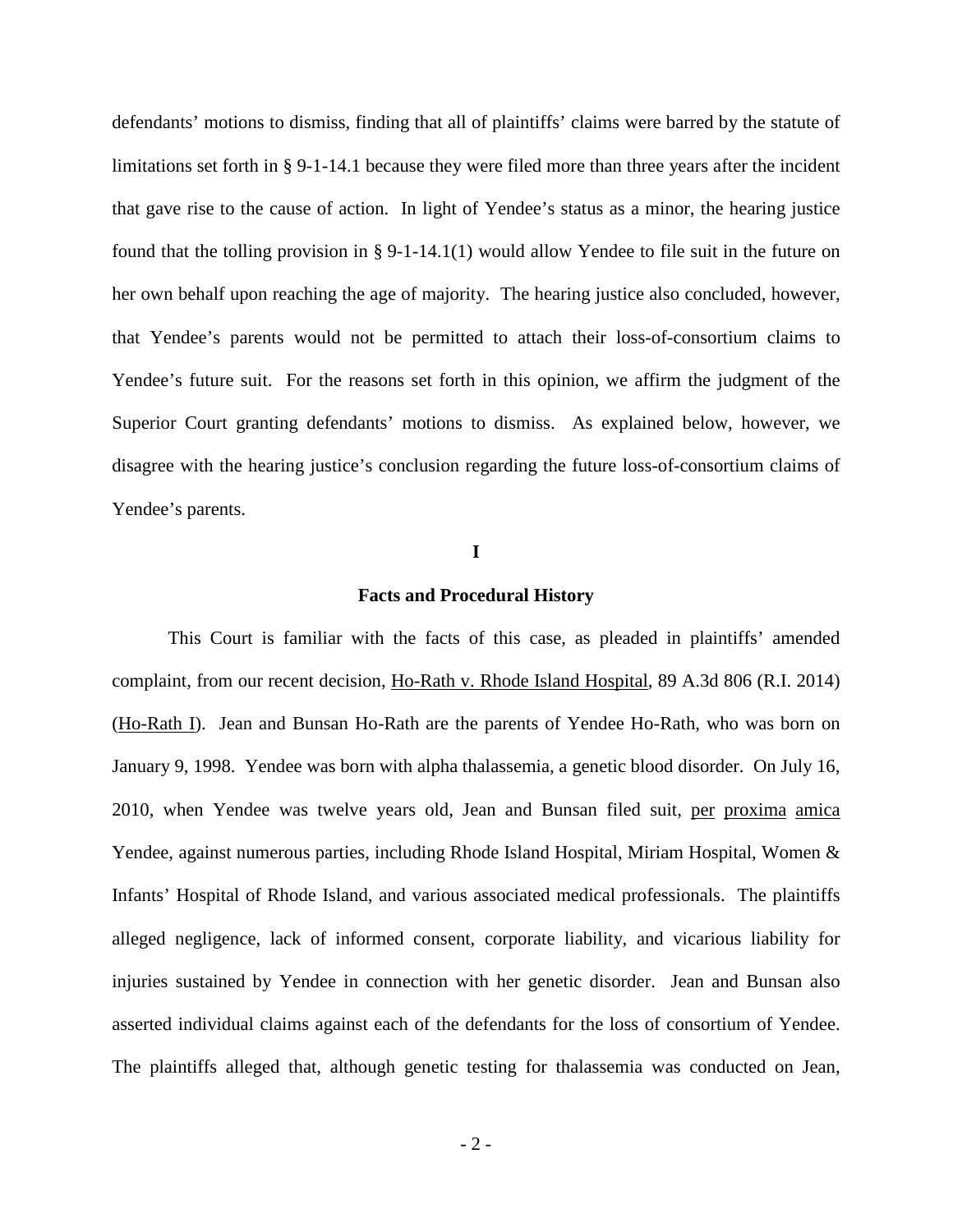defendants' motions to dismiss, finding that all of plaintiffs' claims were barred by the statute of limitations set forth in § 9-1-14.1 because they were filed more than three years after the incident that gave rise to the cause of action. In light of Yendee's status as a minor, the hearing justice found that the tolling provision in § 9-1-14.1(1) would allow Yendee to file suit in the future on her own behalf upon reaching the age of majority. The hearing justice also concluded, however, that Yendee's parents would not be permitted to attach their loss-of-consortium claims to Yendee's future suit. For the reasons set forth in this opinion, we affirm the judgment of the Superior Court granting defendants' motions to dismiss. As explained below, however, we disagree with the hearing justice's conclusion regarding the future loss-of-consortium claims of Yendee's parents.

## I

## Facts and Procedural History

This Court is familiar with the facts of this case, as pleaded in plaintiffs' amended complaint, from our recent decision, Ho-Rath v. Rhode Island Hospital, 89 A.3d 806 (R.I. 2014) (Ho-Rath I). Jean and Bunsan Ho-Rath are the parents of Yendee Ho-Rath, who was born on January 9, 1998. Yendee was born with alpha thalassemia, a genetic blood disorder. On July 16, 2010, when Yendee was twelve years old, Jean and Bunsan filed suit, per proxima amica Yendee, against numerous parties, including Rhode Island Hospital, Miriam Hospital, Women & Infants' Hospital of Rhode Island, and various associated medical professionals. The plaintiffs alleged negligence, lack of informed consent, corporate liability, and vicarious liability for injuries sustained by Yendee in connection with her genetic disorder. Jean and Bunsan also asserted individual claims against each of the defendants for the loss of consortium of Yendee. The plaintiffs alleged that, although genetic testing for thalassemia was conducted on Jean,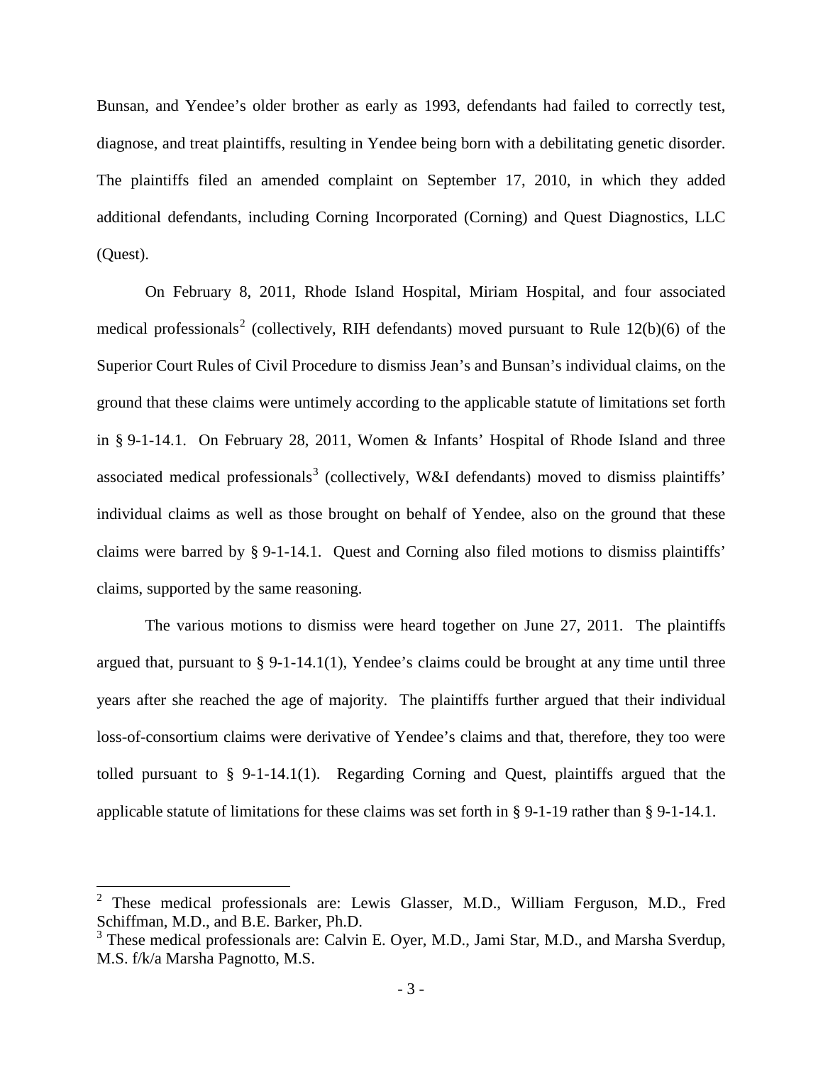Bunsan, and Yendee's older brother as early as 1993, defendants had failed to correctly test, diagnose, and treat plaintiffs, resulting in Yendee being born with a debilitating genetic disorder. The plaintiffs filed an amended complaint on September 17, 2010, in which they added additional defendants, including Corning Incorporated (Corning) and Quest Diagnostics, LLC (Quest).

On February 8, 2011, Rhode Island Hospital, Miriam Hospital, and four associated medical professionals[2] (collectively, RIH defendants) moved pursuant to Rule 12(b)(6) of the Superior Court Rules of Civil Procedure to dismiss Jean's and Bunsan's individual claims, on the ground that these claims were untimely according to the applicable statute of limitations set forth in § 9-1-14.1. On February 28, 2011, Women & Infants' Hospital of Rhode Island and three associated medical professionals[3] (collectively, W&I defendants) moved to dismiss plaintiffs' individual claims as well as those brought on behalf of Yendee, also on the ground that these claims were barred by § 9-1-14.1. Quest and Corning also filed motions to dismiss plaintiffs' claims, supported by the same reasoning.

The various motions to dismiss were heard together on June 27, 2011. The plaintiffs argued that, pursuant to § 9-1-14.1(1), Yendee's claims could be brought at any time until three years after she reached the age of majority. The plaintiffs further argued that their individual loss-of-consortium claims were derivative of Yendee's claims and that, therefore, they too were tolled pursuant to § 9-1-14.1(1). Regarding Corning and Quest, plaintiffs argued that the applicable statute of limitations for these claims was set forth in § 9-1-19 rather than § 9-1-14.1.

---

[2] These medical professionals are: Lewis Glasser, M.D., William Ferguson, M.D., Fred Schiffman, M.D., and B.E. Barker, Ph.D.

[3] These medical professionals are: Calvin E. Oyer, M.D., Jami Star, M.D., and Marsha Sverdup, M.S. f/k/a Marsha Pagnotto, M.S.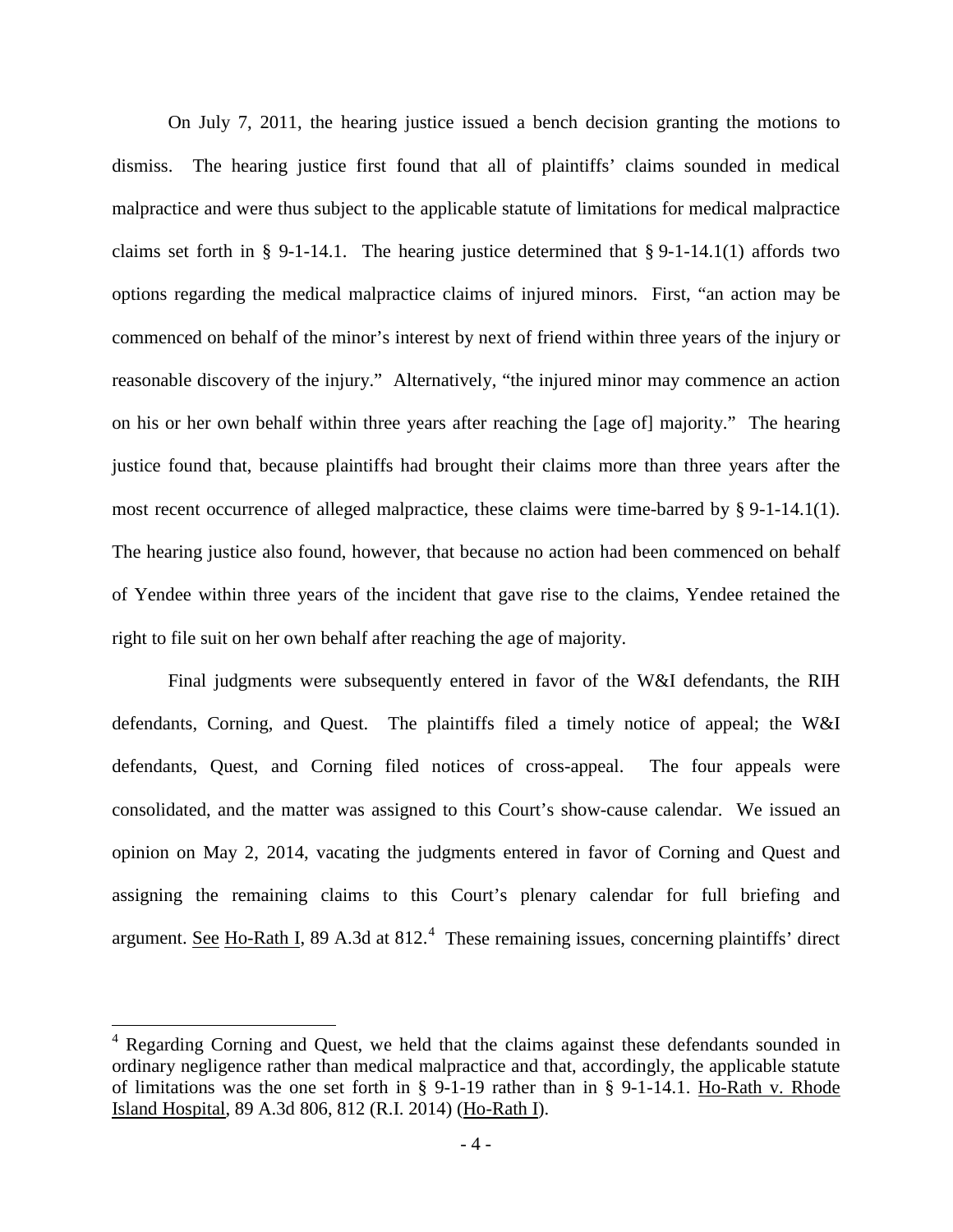On July 7, 2011, the hearing justice issued a bench decision granting the motions to dismiss. The hearing justice first found that all of plaintiffs' claims sounded in medical malpractice and were thus subject to the applicable statute of limitations for medical malpractice claims set forth in § 9-1-14.1. The hearing justice determined that § 9-1-14.1(1) affords two options regarding the medical malpractice claims of injured minors. First, "an action may be commenced on behalf of the minor's interest by next of friend within three years of the injury or reasonable discovery of the injury." Alternatively, "the injured minor may commence an action on his or her own behalf within three years after reaching the [age of] majority." The hearing justice found that, because plaintiffs had brought their claims more than three years after the most recent occurrence of alleged malpractice, these claims were time-barred by § 9-1-14.1(1). The hearing justice also found, however, that because no action had been commenced on behalf of Yendee within three years of the incident that gave rise to the claims, Yendee retained the right to file suit on her own behalf after reaching the age of majority.

Final judgments were subsequently entered in favor of the W&I defendants, the RIH defendants, Corning, and Quest. The plaintiffs filed a timely notice of appeal; the W&I defendants, Quest, and Corning filed notices of cross-appeal. The four appeals were consolidated, and the matter was assigned to this Court's show-cause calendar. We issued an opinion on May 2, 2014, vacating the judgments entered in favor of Corning and Quest and assigning the remaining claims to this Court's plenary calendar for full briefing and argument. See Ho-Rath I, 89 A.3d at 812.[4] These remaining issues, concerning plaintiffs' direct

[4] Regarding Corning and Quest, we held that the claims against these defendants sounded in ordinary negligence rather than medical malpractice and that, accordingly, the applicable statute of limitations was the one set forth in § 9-1-19 rather than in § 9-1-14.1. Ho-Rath v. Rhode Island Hospital, 89 A.3d 806, 812 (R.I. 2014) (Ho-Rath I).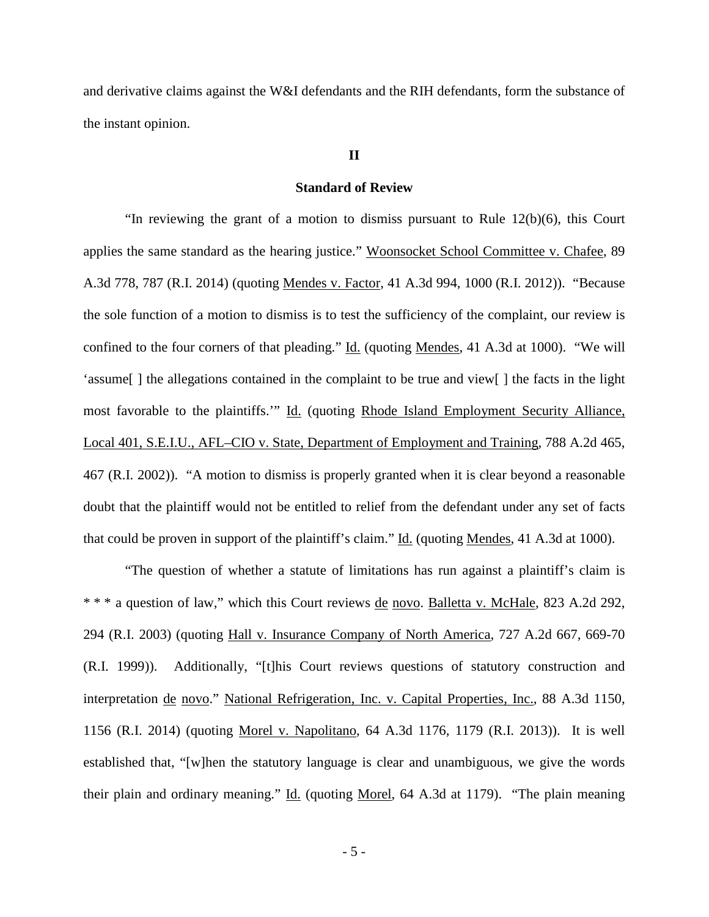and derivative claims against the W&I defendants and the RIH defendants, form the substance of the instant opinion.

## II

## Standard of Review

"In reviewing the grant of a motion to dismiss pursuant to Rule 12(b)(6), this Court applies the same standard as the hearing justice." Woonsocket School Committee v. Chafee, 89 A.3d 778, 787 (R.I. 2014) (quoting Mendes v. Factor, 41 A.3d 994, 1000 (R.I. 2012)). "Because the sole function of a motion to dismiss is to test the sufficiency of the complaint, our review is confined to the four corners of that pleading." Id. (quoting Mendes, 41 A.3d at 1000). "We will 'assume[ ] the allegations contained in the complaint to be true and view[ ] the facts in the light most favorable to the plaintiffs.'" Id. (quoting Rhode Island Employment Security Alliance, Local 401, S.E.I.U., AFL–CIO v. State, Department of Employment and Training, 788 A.2d 465, 467 (R.I. 2002)). "A motion to dismiss is properly granted when it is clear beyond a reasonable doubt that the plaintiff would not be entitled to relief from the defendant under any set of facts that could be proven in support of the plaintiff's claim." Id. (quoting Mendes, 41 A.3d at 1000).

"The question of whether a statute of limitations has run against a plaintiff's claim is * * * a question of law," which this Court reviews de novo. Balletta v. McHale, 823 A.2d 292, 294 (R.I. 2003) (quoting Hall v. Insurance Company of North America, 727 A.2d 667, 669-70 (R.I. 1999)). Additionally, "[t]his Court reviews questions of statutory construction and interpretation de novo." National Refrigeration, Inc. v. Capital Properties, Inc., 88 A.3d 1150, 1156 (R.I. 2014) (quoting Morel v. Napolitano, 64 A.3d 1176, 1179 (R.I. 2013)). It is well established that, "[w]hen the statutory language is clear and unambiguous, we give the words their plain and ordinary meaning." Id. (quoting Morel, 64 A.3d at 1179). "The plain meaning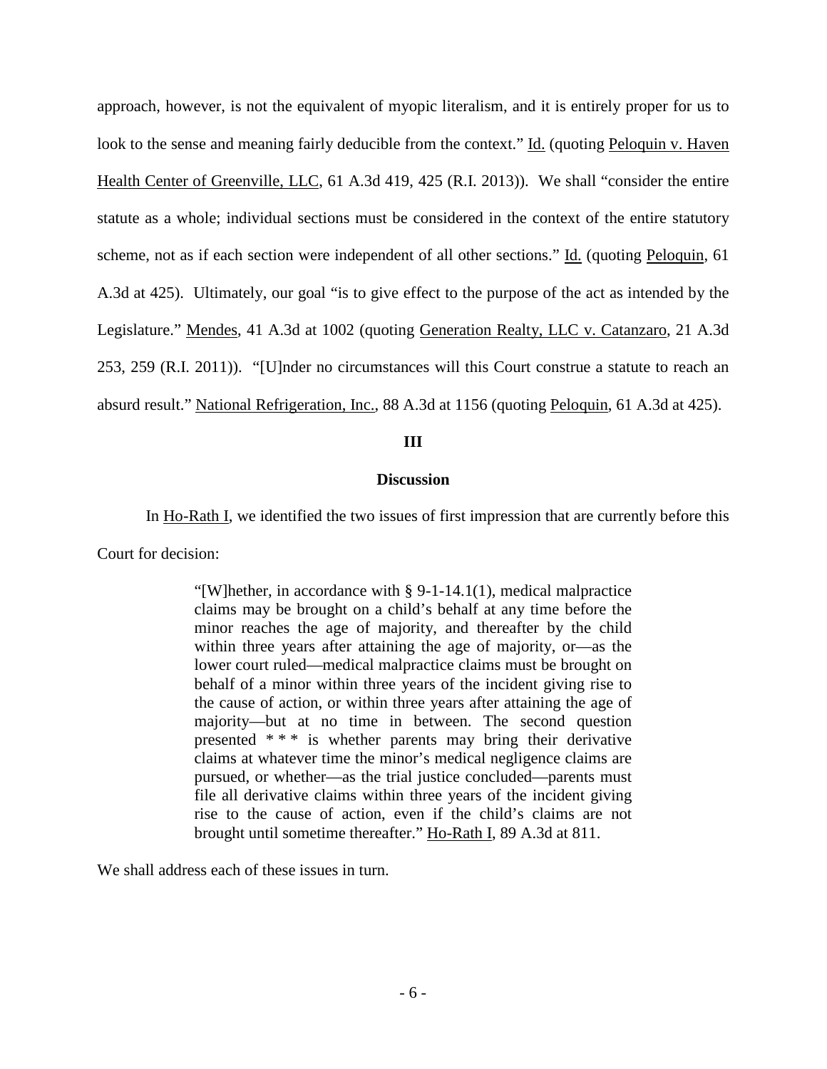approach, however, is not the equivalent of myopic literalism, and it is entirely proper for us to look to the sense and meaning fairly deducible from the context." Id. (quoting Peloquin v. Haven Health Center of Greenville, LLC, 61 A.3d 419, 425 (R.I. 2013)). We shall "consider the entire statute as a whole; individual sections must be considered in the context of the entire statutory scheme, not as if each section were independent of all other sections." Id. (quoting Peloquin, 61 A.3d at 425). Ultimately, our goal "is to give effect to the purpose of the act as intended by the Legislature." Mendes, 41 A.3d at 1002 (quoting Generation Realty, LLC v. Catanzaro, 21 A.3d 253, 259 (R.I. 2011)). "[U]nder no circumstances will this Court construe a statute to reach an absurd result." National Refrigeration, Inc., 88 A.3d at 1156 (quoting Peloquin, 61 A.3d at 425).

## III

## Discussion

In Ho-Rath I, we identified the two issues of first impression that are currently before this Court for decision:

> "[W]hether, in accordance with § 9-1-14.1(1), medical malpractice claims may be brought on a child's behalf at any time before the minor reaches the age of majority, and thereafter by the child within three years after attaining the age of majority, or—as the lower court ruled—medical malpractice claims must be brought on behalf of a minor within three years of the incident giving rise to the cause of action, or within three years after attaining the age of majority—but at no time in between. The second question presented * * * is whether parents may bring their derivative claims at whatever time the minor's medical negligence claims are pursued, or whether—as the trial justice concluded—parents must file all derivative claims within three years of the incident giving rise to the cause of action, even if the child's claims are not brought until sometime thereafter." Ho-Rath I, 89 A.3d at 811.

We shall address each of these issues in turn.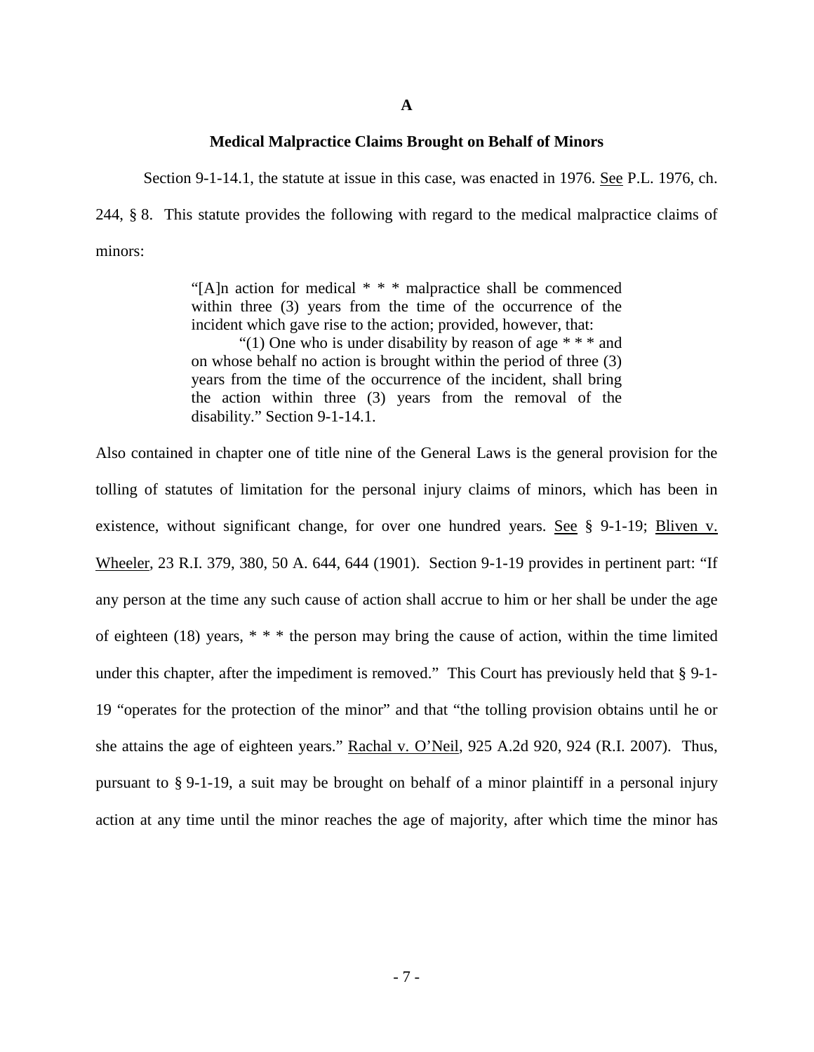**A**

**Medical Malpractice Claims Brought on Behalf of Minors**

Section 9-1-14.1, the statute at issue in this case, was enacted in 1976. See P.L. 1976, ch. 244, § 8. This statute provides the following with regard to the medical malpractice claims of minors:

> "[A]n action for medical * * * malpractice shall be commenced within three (3) years from the time of the occurrence of the incident which gave rise to the action; provided, however, that:
>
> "(1) One who is under disability by reason of age * * * and on whose behalf no action is brought within the period of three (3) years from the time of the occurrence of the incident, shall bring the action within three (3) years from the removal of the disability." Section 9-1-14.1.

Also contained in chapter one of title nine of the General Laws is the general provision for the tolling of statutes of limitation for the personal injury claims of minors, which has been in existence, without significant change, for over one hundred years. See § 9-1-19; Bliven v. Wheeler, 23 R.I. 379, 380, 50 A. 644, 644 (1901). Section 9-1-19 provides in pertinent part: "If any person at the time any such cause of action shall accrue to him or her shall be under the age of eighteen (18) years, * * * the person may bring the cause of action, within the time limited under this chapter, after the impediment is removed." This Court has previously held that § 9-1-19 "operates for the protection of the minor" and that "the tolling provision obtains until he or she attains the age of eighteen years." Rachal v. O'Neil, 925 A.2d 920, 924 (R.I. 2007). Thus, pursuant to § 9-1-19, a suit may be brought on behalf of a minor plaintiff in a personal injury action at any time until the minor reaches the age of majority, after which time the minor has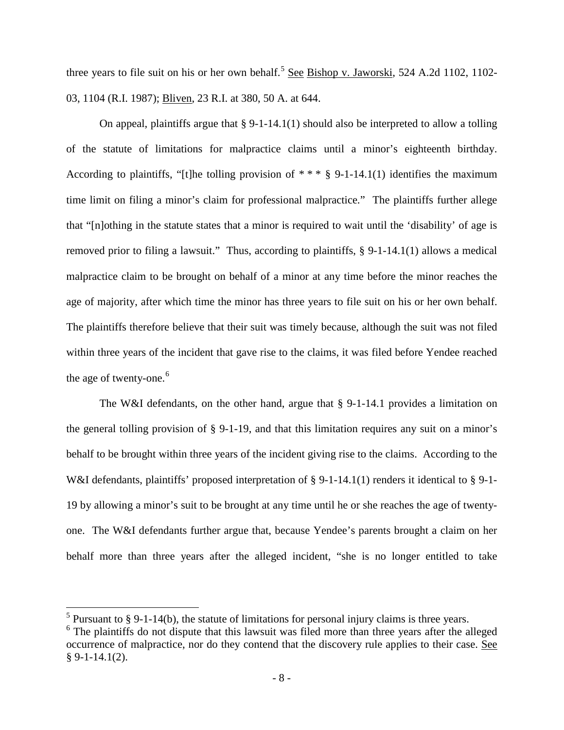three years to file suit on his or her own behalf.[5] See Bishop v. Jaworski, 524 A.2d 1102, 1102-03, 1104 (R.I. 1987); Bliven, 23 R.I. at 380, 50 A. at 644.

On appeal, plaintiffs argue that § 9-1-14.1(1) should also be interpreted to allow a tolling of the statute of limitations for malpractice claims until a minor's eighteenth birthday. According to plaintiffs, "[t]he tolling provision of * * * § 9-1-14.1(1) identifies the maximum time limit on filing a minor's claim for professional malpractice." The plaintiffs further allege that "[n]othing in the statute states that a minor is required to wait until the 'disability' of age is removed prior to filing a lawsuit." Thus, according to plaintiffs, § 9-1-14.1(1) allows a medical malpractice claim to be brought on behalf of a minor at any time before the minor reaches the age of majority, after which time the minor has three years to file suit on his or her own behalf. The plaintiffs therefore believe that their suit was timely because, although the suit was not filed within three years of the incident that gave rise to the claims, it was filed before Yendee reached the age of twenty-one.[6]

The W&I defendants, on the other hand, argue that § 9-1-14.1 provides a limitation on the general tolling provision of § 9-1-19, and that this limitation requires any suit on a minor's behalf to be brought within three years of the incident giving rise to the claims. According to the W&I defendants, plaintiffs' proposed interpretation of § 9-1-14.1(1) renders it identical to § 9-1-19 by allowing a minor's suit to be brought at any time until he or she reaches the age of twenty-one. The W&I defendants further argue that, because Yendee's parents brought a claim on her behalf more than three years after the alleged incident, "she is no longer entitled to take

---

[5] Pursuant to § 9-1-14(b), the statute of limitations for personal injury claims is three years.

[6] The plaintiffs do not dispute that this lawsuit was filed more than three years after the alleged occurrence of malpractice, nor do they contend that the discovery rule applies to their case. See § 9-1-14.1(2).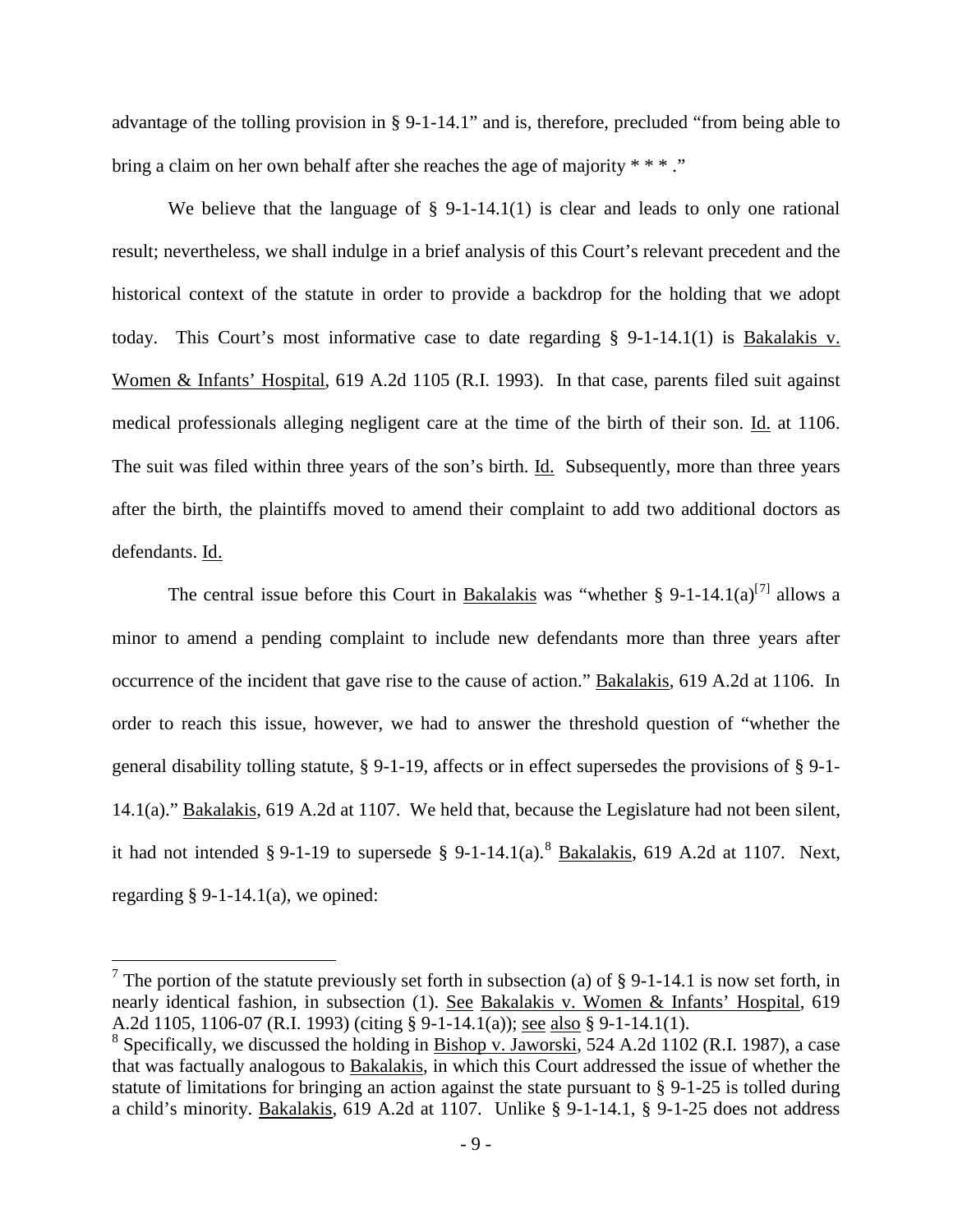advantage of the tolling provision in § 9-1-14.1" and is, therefore, precluded "from being able to bring a claim on her own behalf after she reaches the age of majority * * * ."

We believe that the language of § 9-1-14.1(1) is clear and leads to only one rational result; nevertheless, we shall indulge in a brief analysis of this Court's relevant precedent and the historical context of the statute in order to provide a backdrop for the holding that we adopt today. This Court's most informative case to date regarding § 9-1-14.1(1) is Bakalakis v. Women & Infants' Hospital, 619 A.2d 1105 (R.I. 1993). In that case, parents filed suit against medical professionals alleging negligent care at the time of the birth of their son. Id. at 1106. The suit was filed within three years of the son's birth. Id. Subsequently, more than three years after the birth, the plaintiffs moved to amend their complaint to add two additional doctors as defendants. Id.

The central issue before this Court in Bakalakis was "whether § 9-1-14.1(a)[7] allows a minor to amend a pending complaint to include new defendants more than three years after occurrence of the incident that gave rise to the cause of action." Bakalakis, 619 A.2d at 1106. In order to reach this issue, however, we had to answer the threshold question of "whether the general disability tolling statute, § 9-1-19, affects or in effect supersedes the provisions of § 9-1-14.1(a)." Bakalakis, 619 A.2d at 1107. We held that, because the Legislature had not been silent, it had not intended § 9-1-19 to supersede § 9-1-14.1(a).[8] Bakalakis, 619 A.2d at 1107. Next, regarding § 9-1-14.1(a), we opined:

---

[7] The portion of the statute previously set forth in subsection (a) of § 9-1-14.1 is now set forth, in nearly identical fashion, in subsection (1). See Bakalakis v. Women & Infants' Hospital, 619 A.2d 1105, 1106-07 (R.I. 1993) (citing § 9-1-14.1(a)); see also § 9-1-14.1(1).

[8] Specifically, we discussed the holding in Bishop v. Jaworski, 524 A.2d 1102 (R.I. 1987), a case that was factually analogous to Bakalakis, in which this Court addressed the issue of whether the statute of limitations for bringing an action against the state pursuant to § 9-1-25 is tolled during a child's minority. Bakalakis, 619 A.2d at 1107. Unlike § 9-1-14.1, § 9-1-25 does not address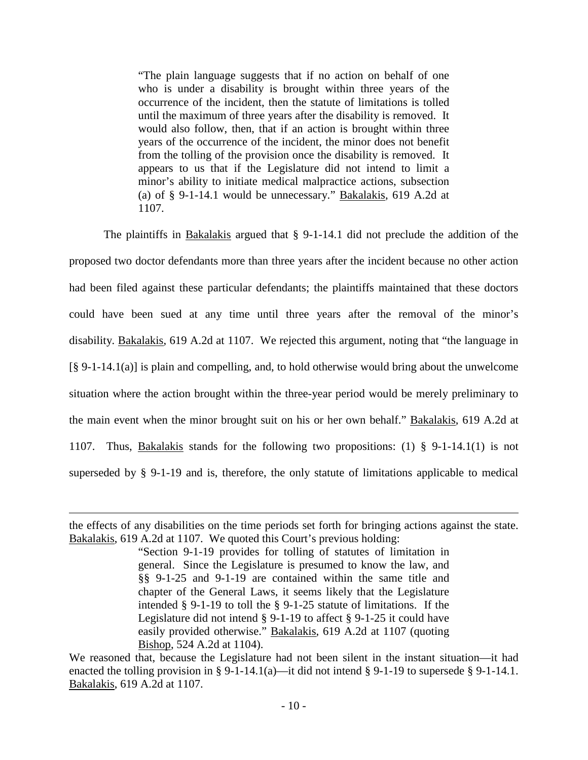> "The plain language suggests that if no action on behalf of one who is under a disability is brought within three years of the occurrence of the incident, then the statute of limitations is tolled until the maximum of three years after the disability is removed. It would also follow, then, that if an action is brought within three years of the occurrence of the incident, the minor does not benefit from the tolling of the provision once the disability is removed. It appears to us that if the Legislature did not intend to limit a minor's ability to initiate medical malpractice actions, subsection (a) of § 9-1-14.1 would be unnecessary." Bakalakis, 619 A.2d at 1107.

The plaintiffs in Bakalakis argued that § 9-1-14.1 did not preclude the addition of the proposed two doctor defendants more than three years after the incident because no other action had been filed against these particular defendants; the plaintiffs maintained that these doctors could have been sued at any time until three years after the removal of the minor's disability. Bakalakis, 619 A.2d at 1107. We rejected this argument, noting that "the language in [§ 9-1-14.1(a)] is plain and compelling, and, to hold otherwise would bring about the unwelcome situation where the action brought within the three-year period would be merely preliminary to the main event when the minor brought suit on his or her own behalf." Bakalakis, 619 A.2d at 1107. Thus, Bakalakis stands for the following two propositions: (1) § 9-1-14.1(1) is not superseded by § 9-1-19 and is, therefore, the only statute of limitations applicable to medical

---

the effects of any disabilities on the time periods set forth for bringing actions against the state. Bakalakis, 619 A.2d at 1107. We quoted this Court's previous holding:

> "Section 9-1-19 provides for tolling of statutes of limitation in general. Since the Legislature is presumed to know the law, and §§ 9-1-25 and 9-1-19 are contained within the same title and chapter of the General Laws, it seems likely that the Legislature intended § 9-1-19 to toll the § 9-1-25 statute of limitations. If the Legislature did not intend § 9-1-19 to affect § 9-1-25 it could have easily provided otherwise." Bakalakis, 619 A.2d at 1107 (quoting Bishop, 524 A.2d at 1104).

We reasoned that, because the Legislature had not been silent in the instant situation—it had enacted the tolling provision in § 9-1-14.1(a)—it did not intend § 9-1-19 to supersede § 9-1-14.1. Bakalakis, 619 A.2d at 1107.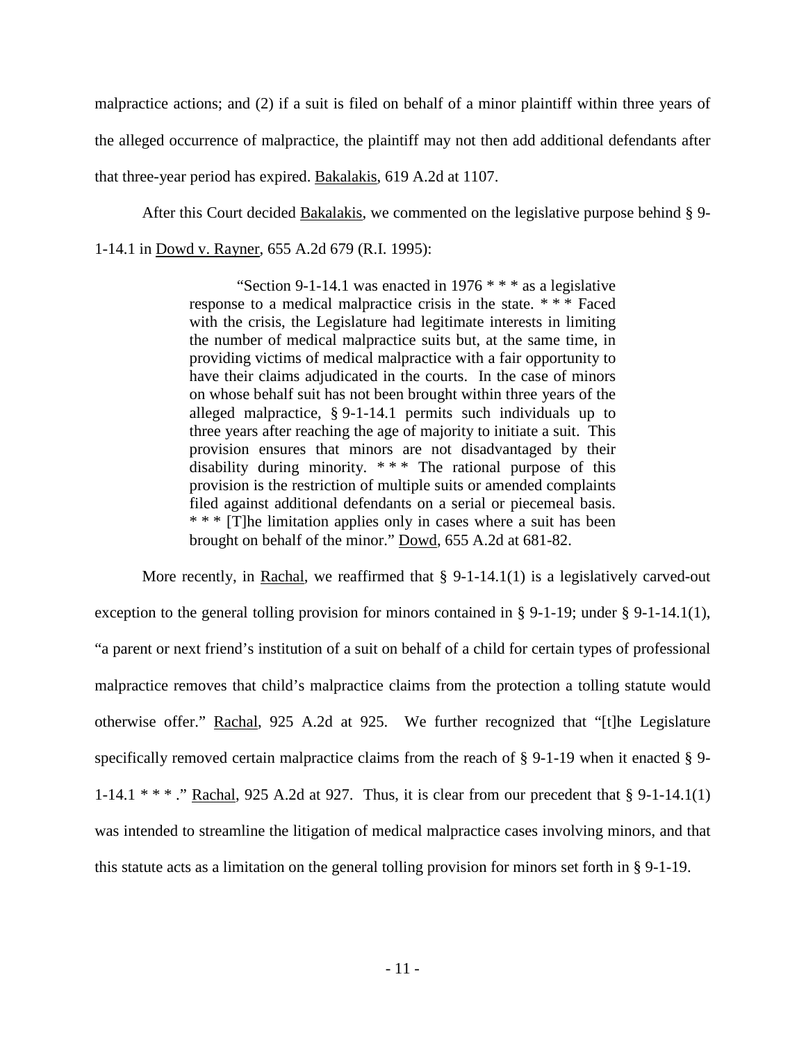malpractice actions; and (2) if a suit is filed on behalf of a minor plaintiff within three years of the alleged occurrence of malpractice, the plaintiff may not then add additional defendants after that three-year period has expired. Bakalakis, 619 A.2d at 1107.

After this Court decided Bakalakis, we commented on the legislative purpose behind § 9-1-14.1 in Dowd v. Rayner, 655 A.2d 679 (R.I. 1995):

> "Section 9-1-14.1 was enacted in 1976 * * * as a legislative response to a medical malpractice crisis in the state. * * * Faced with the crisis, the Legislature had legitimate interests in limiting the number of medical malpractice suits but, at the same time, in providing victims of medical malpractice with a fair opportunity to have their claims adjudicated in the courts. In the case of minors on whose behalf suit has not been brought within three years of the alleged malpractice, § 9-1-14.1 permits such individuals up to three years after reaching the age of majority to initiate a suit. This provision ensures that minors are not disadvantaged by their disability during minority. * * * The rational purpose of this provision is the restriction of multiple suits or amended complaints filed against additional defendants on a serial or piecemeal basis. * * * [T]he limitation applies only in cases where a suit has been brought on behalf of the minor." Dowd, 655 A.2d at 681-82.

More recently, in Rachal, we reaffirmed that § 9-1-14.1(1) is a legislatively carved-out exception to the general tolling provision for minors contained in § 9-1-19; under § 9-1-14.1(1), "a parent or next friend's institution of a suit on behalf of a child for certain types of professional malpractice removes that child's malpractice claims from the protection a tolling statute would otherwise offer." Rachal, 925 A.2d at 925. We further recognized that "[t]he Legislature specifically removed certain malpractice claims from the reach of § 9-1-19 when it enacted § 9-1-14.1 * * * ." Rachal, 925 A.2d at 927. Thus, it is clear from our precedent that § 9-1-14.1(1) was intended to streamline the litigation of medical malpractice cases involving minors, and that this statute acts as a limitation on the general tolling provision for minors set forth in § 9-1-19.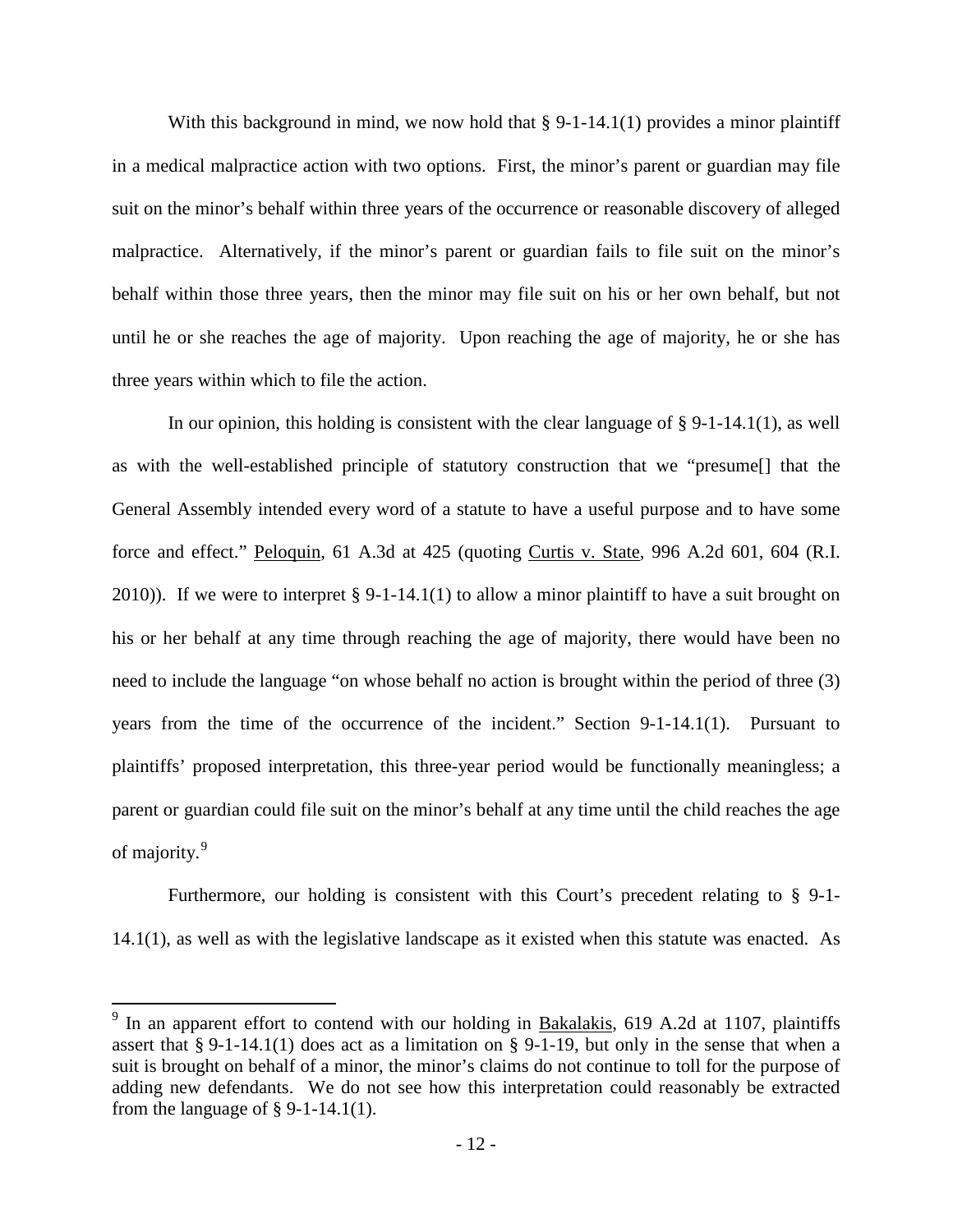With this background in mind, we now hold that § 9-1-14.1(1) provides a minor plaintiff in a medical malpractice action with two options. First, the minor's parent or guardian may file suit on the minor's behalf within three years of the occurrence or reasonable discovery of alleged malpractice. Alternatively, if the minor's parent or guardian fails to file suit on the minor's behalf within those three years, then the minor may file suit on his or her own behalf, but not until he or she reaches the age of majority. Upon reaching the age of majority, he or she has three years within which to file the action.

In our opinion, this holding is consistent with the clear language of § 9-1-14.1(1), as well as with the well-established principle of statutory construction that we "presume[] that the General Assembly intended every word of a statute to have a useful purpose and to have some force and effect." Peloquin, 61 A.3d at 425 (quoting Curtis v. State, 996 A.2d 601, 604 (R.I. 2010)). If we were to interpret § 9-1-14.1(1) to allow a minor plaintiff to have a suit brought on his or her behalf at any time through reaching the age of majority, there would have been no need to include the language "on whose behalf no action is brought within the period of three (3) years from the time of the occurrence of the incident." Section 9-1-14.1(1). Pursuant to plaintiffs' proposed interpretation, this three-year period would be functionally meaningless; a parent or guardian could file suit on the minor's behalf at any time until the child reaches the age of majority.[9]

Furthermore, our holding is consistent with this Court's precedent relating to § 9-1-14.1(1), as well as with the legislative landscape as it existed when this statute was enacted. As

---

[9] In an apparent effort to contend with our holding in Bakalakis, 619 A.2d at 1107, plaintiffs assert that § 9-1-14.1(1) does act as a limitation on § 9-1-19, but only in the sense that when a suit is brought on behalf of a minor, the minor's claims do not continue to toll for the purpose of adding new defendants. We do not see how this interpretation could reasonably be extracted from the language of § 9-1-14.1(1).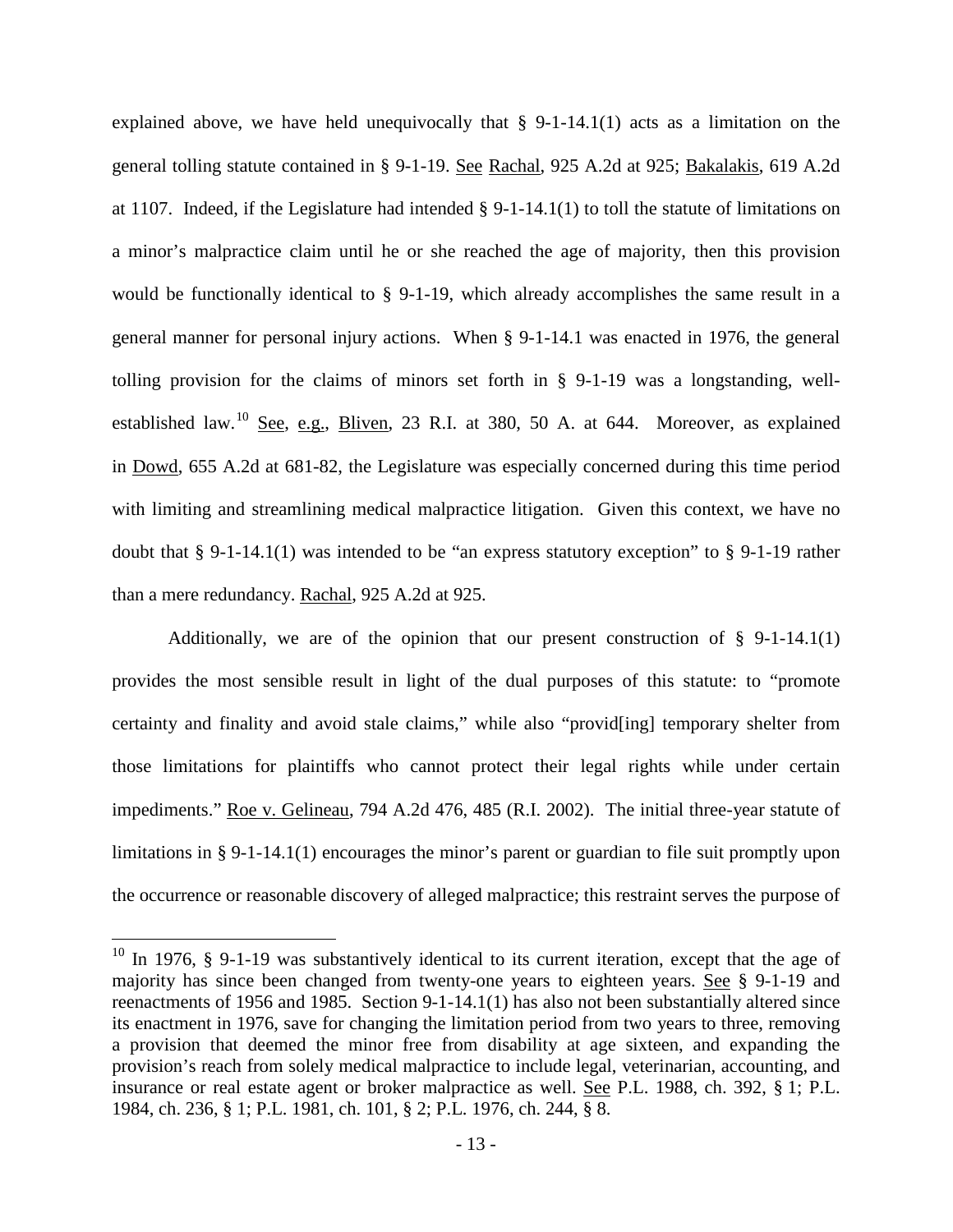explained above, we have held unequivocally that § 9-1-14.1(1) acts as a limitation on the general tolling statute contained in § 9-1-19. See Rachal, 925 A.2d at 925; Bakalakis, 619 A.2d at 1107. Indeed, if the Legislature had intended § 9-1-14.1(1) to toll the statute of limitations on a minor's malpractice claim until he or she reached the age of majority, then this provision would be functionally identical to § 9-1-19, which already accomplishes the same result in a general manner for personal injury actions. When § 9-1-14.1 was enacted in 1976, the general tolling provision for the claims of minors set forth in § 9-1-19 was a longstanding, well-established law.[10] See, e.g., Bliven, 23 R.I. at 380, 50 A. at 644. Moreover, as explained in Dowd, 655 A.2d at 681-82, the Legislature was especially concerned during this time period with limiting and streamlining medical malpractice litigation. Given this context, we have no doubt that § 9-1-14.1(1) was intended to be "an express statutory exception" to § 9-1-19 rather than a mere redundancy. Rachal, 925 A.2d at 925.

Additionally, we are of the opinion that our present construction of § 9-1-14.1(1) provides the most sensible result in light of the dual purposes of this statute: to "promote certainty and finality and avoid stale claims," while also "provid[ing] temporary shelter from those limitations for plaintiffs who cannot protect their legal rights while under certain impediments." Roe v. Gelineau, 794 A.2d 476, 485 (R.I. 2002). The initial three-year statute of limitations in § 9-1-14.1(1) encourages the minor's parent or guardian to file suit promptly upon the occurrence or reasonable discovery of alleged malpractice; this restraint serves the purpose of

[10] In 1976, § 9-1-19 was substantively identical to its current iteration, except that the age of majority has since been changed from twenty-one years to eighteen years. See § 9-1-19 and reenactments of 1956 and 1985. Section 9-1-14.1(1) has also not been substantially altered since its enactment in 1976, save for changing the limitation period from two years to three, removing a provision that deemed the minor free from disability at age sixteen, and expanding the provision's reach from solely medical malpractice to include legal, veterinarian, accounting, and insurance or real estate agent or broker malpractice as well. See P.L. 1988, ch. 392, § 1; P.L. 1984, ch. 236, § 1; P.L. 1981, ch. 101, § 2; P.L. 1976, ch. 244, § 8.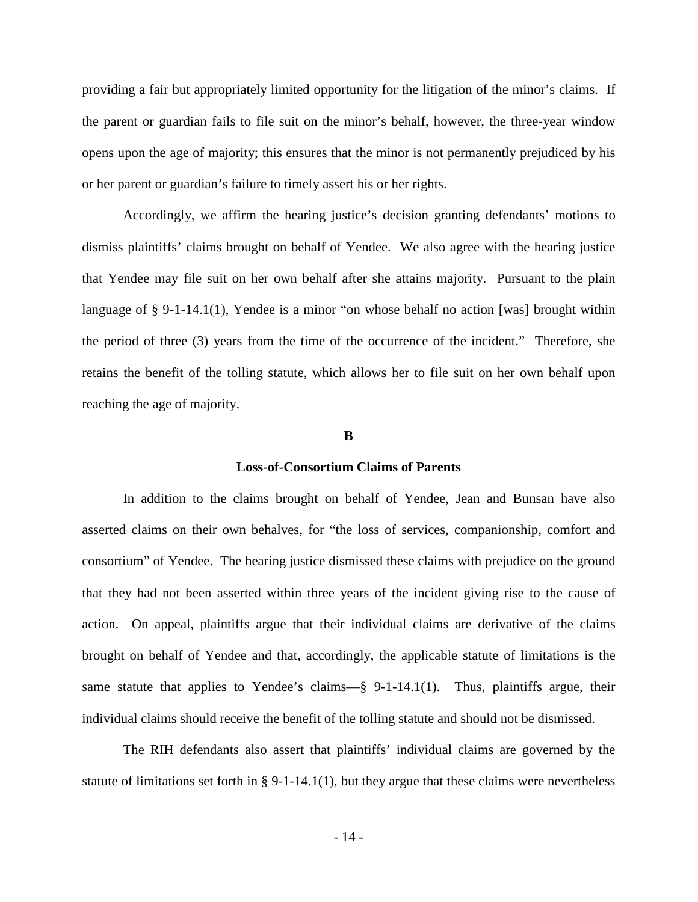providing a fair but appropriately limited opportunity for the litigation of the minor's claims. If the parent or guardian fails to file suit on the minor's behalf, however, the three-year window opens upon the age of majority; this ensures that the minor is not permanently prejudiced by his or her parent or guardian's failure to timely assert his or her rights.

Accordingly, we affirm the hearing justice's decision granting defendants' motions to dismiss plaintiffs' claims brought on behalf of Yendee. We also agree with the hearing justice that Yendee may file suit on her own behalf after she attains majority. Pursuant to the plain language of § 9-1-14.1(1), Yendee is a minor "on whose behalf no action [was] brought within the period of three (3) years from the time of the occurrence of the incident." Therefore, she retains the benefit of the tolling statute, which allows her to file suit on her own behalf upon reaching the age of majority.

### B

### Loss-of-Consortium Claims of Parents

In addition to the claims brought on behalf of Yendee, Jean and Bunsan have also asserted claims on their own behalves, for "the loss of services, companionship, comfort and consortium" of Yendee. The hearing justice dismissed these claims with prejudice on the ground that they had not been asserted within three years of the incident giving rise to the cause of action. On appeal, plaintiffs argue that their individual claims are derivative of the claims brought on behalf of Yendee and that, accordingly, the applicable statute of limitations is the same statute that applies to Yendee's claims—§ 9-1-14.1(1). Thus, plaintiffs argue, their individual claims should receive the benefit of the tolling statute and should not be dismissed.

The RIH defendants also assert that plaintiffs' individual claims are governed by the statute of limitations set forth in § 9-1-14.1(1), but they argue that these claims were nevertheless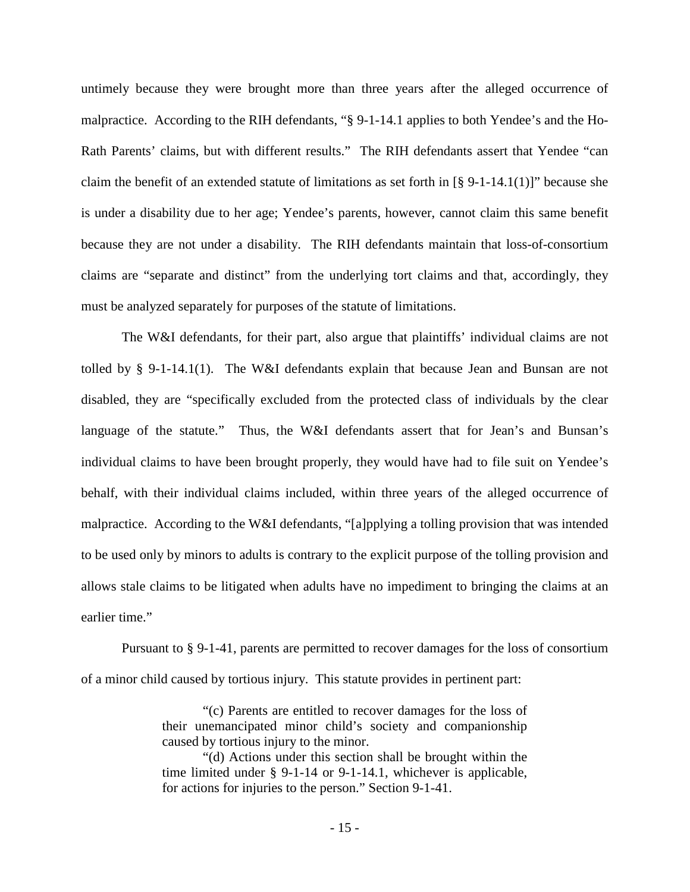untimely because they were brought more than three years after the alleged occurrence of malpractice. According to the RIH defendants, "§ 9-1-14.1 applies to both Yendee's and the Ho-Rath Parents' claims, but with different results." The RIH defendants assert that Yendee "can claim the benefit of an extended statute of limitations as set forth in [§ 9-1-14.1(1)]" because she is under a disability due to her age; Yendee's parents, however, cannot claim this same benefit because they are not under a disability. The RIH defendants maintain that loss-of-consortium claims are "separate and distinct" from the underlying tort claims and that, accordingly, they must be analyzed separately for purposes of the statute of limitations.

The W&I defendants, for their part, also argue that plaintiffs' individual claims are not tolled by § 9-1-14.1(1). The W&I defendants explain that because Jean and Bunsan are not disabled, they are "specifically excluded from the protected class of individuals by the clear language of the statute." Thus, the W&I defendants assert that for Jean's and Bunsan's individual claims to have been brought properly, they would have had to file suit on Yendee's behalf, with their individual claims included, within three years of the alleged occurrence of malpractice. According to the W&I defendants, "[a]pplying a tolling provision that was intended to be used only by minors to adults is contrary to the explicit purpose of the tolling provision and allows stale claims to be litigated when adults have no impediment to bringing the claims at an earlier time."

Pursuant to § 9-1-41, parents are permitted to recover damages for the loss of consortium of a minor child caused by tortious injury. This statute provides in pertinent part:

> "(c) Parents are entitled to recover damages for the loss of their unemancipated minor child's society and companionship caused by tortious injury to the minor.
>
> "(d) Actions under this section shall be brought within the time limited under § 9-1-14 or 9-1-14.1, whichever is applicable, for actions for injuries to the person." Section 9-1-41.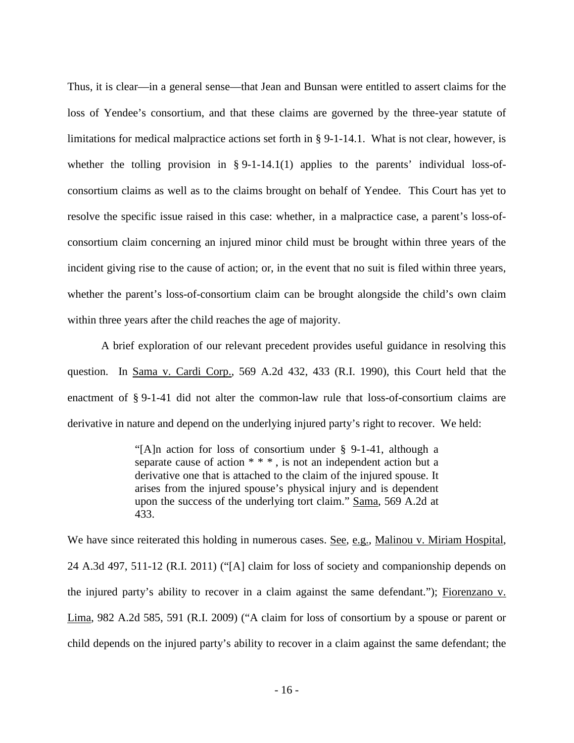Thus, it is clear—in a general sense—that Jean and Bunsan were entitled to assert claims for the loss of Yendee's consortium, and that these claims are governed by the three-year statute of limitations for medical malpractice actions set forth in § 9-1-14.1. What is not clear, however, is whether the tolling provision in § 9-1-14.1(1) applies to the parents' individual loss-of-consortium claims as well as to the claims brought on behalf of Yendee. This Court has yet to resolve the specific issue raised in this case: whether, in a malpractice case, a parent's loss-of-consortium claim concerning an injured minor child must be brought within three years of the incident giving rise to the cause of action; or, in the event that no suit is filed within three years, whether the parent's loss-of-consortium claim can be brought alongside the child's own claim within three years after the child reaches the age of majority.

A brief exploration of our relevant precedent provides useful guidance in resolving this question. In Sama v. Cardi Corp., 569 A.2d 432, 433 (R.I. 1990), this Court held that the enactment of § 9-1-41 did not alter the common-law rule that loss-of-consortium claims are derivative in nature and depend on the underlying injured party's right to recover. We held:

> "[A]n action for loss of consortium under § 9-1-41, although a separate cause of action * * * , is not an independent action but a derivative one that is attached to the claim of the injured spouse. It arises from the injured spouse's physical injury and is dependent upon the success of the underlying tort claim." Sama, 569 A.2d at 433.

We have since reiterated this holding in numerous cases. See, e.g., Malinou v. Miriam Hospital, 24 A.3d 497, 511-12 (R.I. 2011) ("[A] claim for loss of society and companionship depends on the injured party's ability to recover in a claim against the same defendant."); Fiorenzano v. Lima, 982 A.2d 585, 591 (R.I. 2009) ("A claim for loss of consortium by a spouse or parent or child depends on the injured party's ability to recover in a claim against the same defendant; the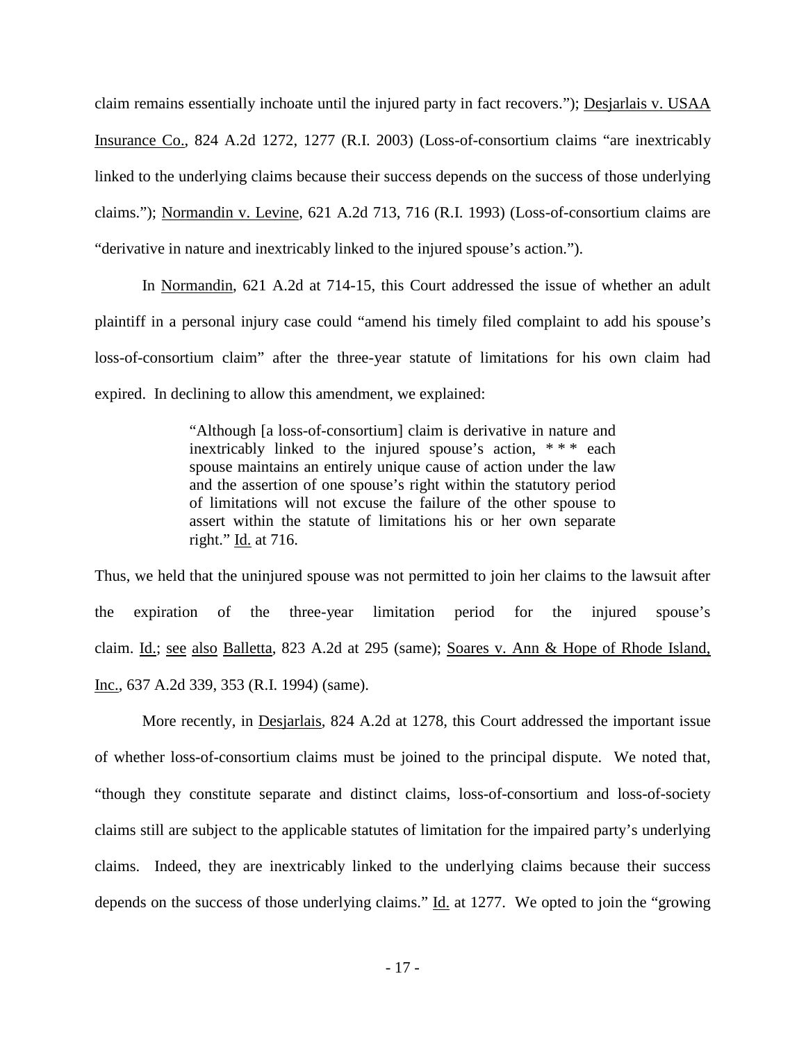claim remains essentially inchoate until the injured party in fact recovers."); Desjarlais v. USAA Insurance Co., 824 A.2d 1272, 1277 (R.I. 2003) (Loss-of-consortium claims "are inextricably linked to the underlying claims because their success depends on the success of those underlying claims."); Normandin v. Levine, 621 A.2d 713, 716 (R.I. 1993) (Loss-of-consortium claims are "derivative in nature and inextricably linked to the injured spouse's action.").

In Normandin, 621 A.2d at 714-15, this Court addressed the issue of whether an adult plaintiff in a personal injury case could "amend his timely filed complaint to add his spouse's loss-of-consortium claim" after the three-year statute of limitations for his own claim had expired. In declining to allow this amendment, we explained:

> "Although [a loss-of-consortium] claim is derivative in nature and inextricably linked to the injured spouse's action, * * * each spouse maintains an entirely unique cause of action under the law and the assertion of one spouse's right within the statutory period of limitations will not excuse the failure of the other spouse to assert within the statute of limitations his or her own separate right." Id. at 716.

Thus, we held that the uninjured spouse was not permitted to join her claims to the lawsuit after the expiration of the three-year limitation period for the injured spouse's claim. Id.; see also Balletta, 823 A.2d at 295 (same); Soares v. Ann & Hope of Rhode Island, Inc., 637 A.2d 339, 353 (R.I. 1994) (same).

More recently, in Desjarlais, 824 A.2d at 1278, this Court addressed the important issue of whether loss-of-consortium claims must be joined to the principal dispute. We noted that, "though they constitute separate and distinct claims, loss-of-consortium and loss-of-society claims still are subject to the applicable statutes of limitation for the impaired party's underlying claims. Indeed, they are inextricably linked to the underlying claims because their success depends on the success of those underlying claims." Id. at 1277. We opted to join the "growing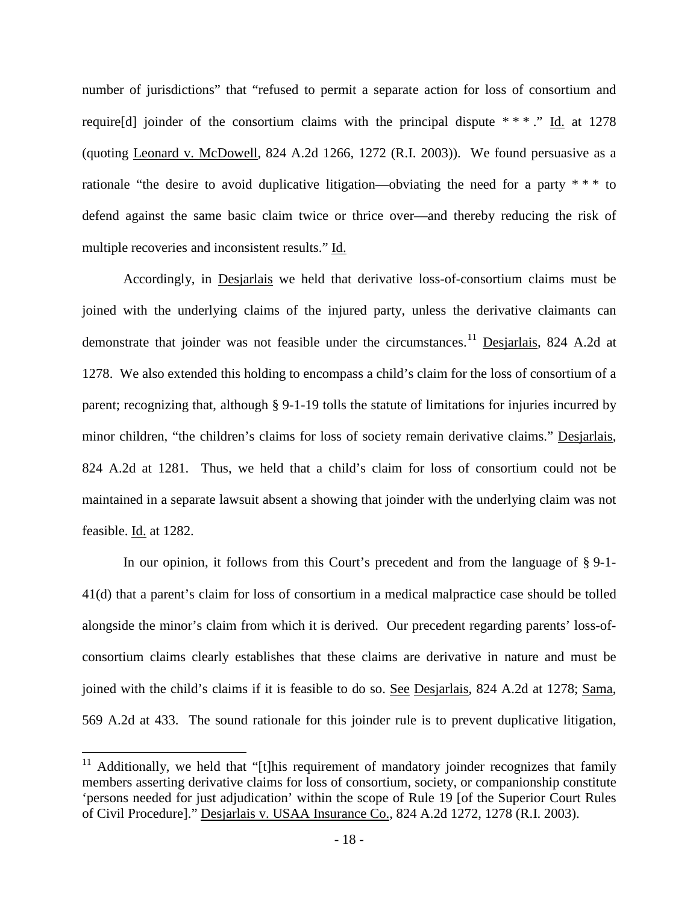number of jurisdictions" that "refused to permit a separate action for loss of consortium and require[d] joinder of the consortium claims with the principal dispute * * * ." Id. at 1278 (quoting Leonard v. McDowell, 824 A.2d 1266, 1272 (R.I. 2003)). We found persuasive as a rationale "the desire to avoid duplicative litigation—obviating the need for a party * * * to defend against the same basic claim twice or thrice over—and thereby reducing the risk of multiple recoveries and inconsistent results." Id.

Accordingly, in Desjarlais we held that derivative loss-of-consortium claims must be joined with the underlying claims of the injured party, unless the derivative claimants can demonstrate that joinder was not feasible under the circumstances.[11] Desjarlais, 824 A.2d at 1278. We also extended this holding to encompass a child's claim for the loss of consortium of a parent; recognizing that, although § 9-1-19 tolls the statute of limitations for injuries incurred by minor children, "the children's claims for loss of society remain derivative claims." Desjarlais, 824 A.2d at 1281. Thus, we held that a child's claim for loss of consortium could not be maintained in a separate lawsuit absent a showing that joinder with the underlying claim was not feasible. Id. at 1282.

In our opinion, it follows from this Court's precedent and from the language of § 9-1-41(d) that a parent's claim for loss of consortium in a medical malpractice case should be tolled alongside the minor's claim from which it is derived. Our precedent regarding parents' loss-of-consortium claims clearly establishes that these claims are derivative in nature and must be joined with the child's claims if it is feasible to do so. See Desjarlais, 824 A.2d at 1278; Sama, 569 A.2d at 433. The sound rationale for this joinder rule is to prevent duplicative litigation,

---

[11] Additionally, we held that "[t]his requirement of mandatory joinder recognizes that family members asserting derivative claims for loss of consortium, society, or companionship constitute 'persons needed for just adjudication' within the scope of Rule 19 [of the Superior Court Rules of Civil Procedure]." Desjarlais v. USAA Insurance Co., 824 A.2d 1272, 1278 (R.I. 2003).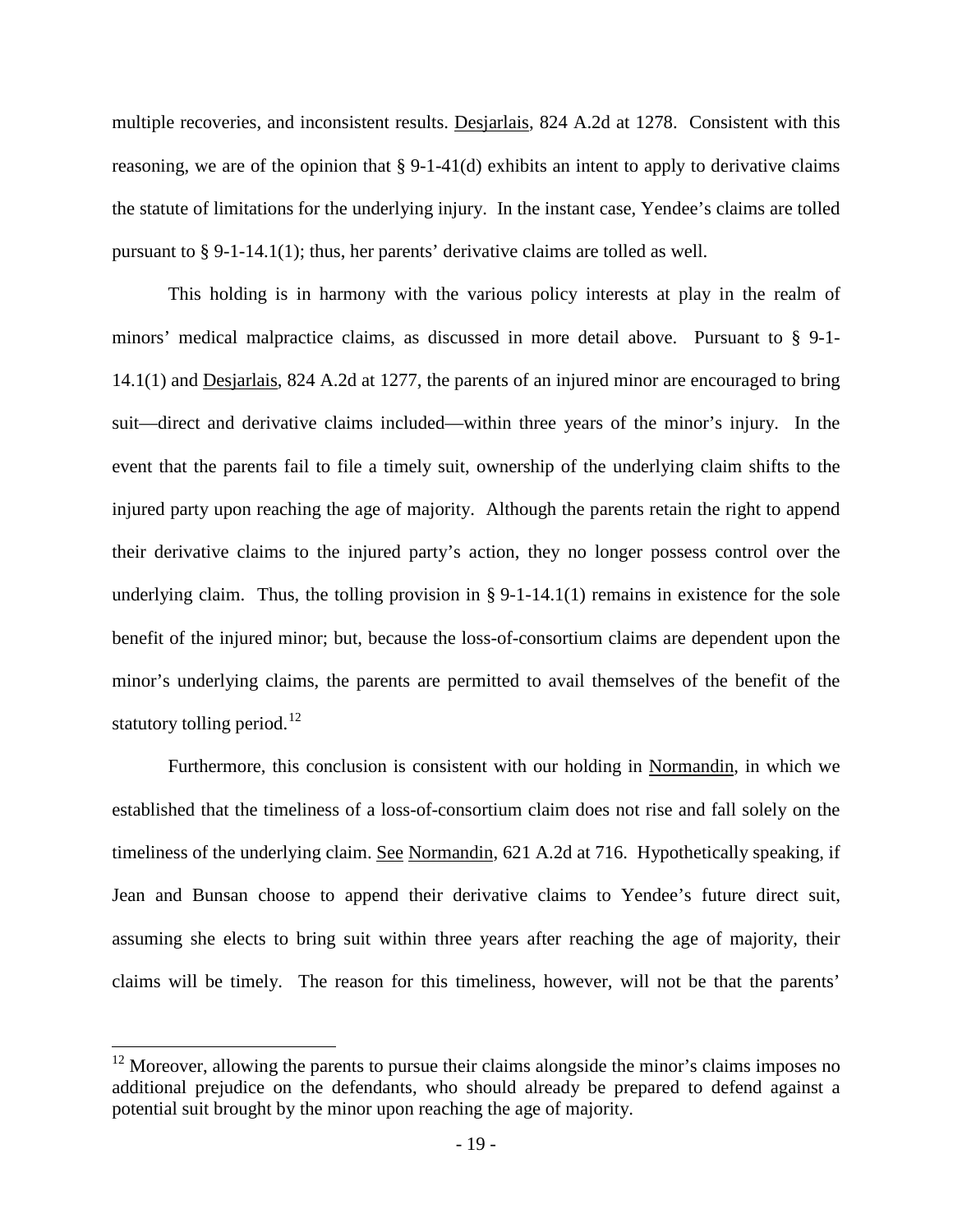multiple recoveries, and inconsistent results. Desjarlais, 824 A.2d at 1278. Consistent with this reasoning, we are of the opinion that § 9-1-41(d) exhibits an intent to apply to derivative claims the statute of limitations for the underlying injury. In the instant case, Yendee's claims are tolled pursuant to § 9-1-14.1(1); thus, her parents' derivative claims are tolled as well.

This holding is in harmony with the various policy interests at play in the realm of minors' medical malpractice claims, as discussed in more detail above. Pursuant to § 9-1-14.1(1) and Desjarlais, 824 A.2d at 1277, the parents of an injured minor are encouraged to bring suit—direct and derivative claims included—within three years of the minor's injury. In the event that the parents fail to file a timely suit, ownership of the underlying claim shifts to the injured party upon reaching the age of majority. Although the parents retain the right to append their derivative claims to the injured party's action, they no longer possess control over the underlying claim. Thus, the tolling provision in § 9-1-14.1(1) remains in existence for the sole benefit of the injured minor; but, because the loss-of-consortium claims are dependent upon the minor's underlying claims, the parents are permitted to avail themselves of the benefit of the statutory tolling period.[12]

Furthermore, this conclusion is consistent with our holding in Normandin, in which we established that the timeliness of a loss-of-consortium claim does not rise and fall solely on the timeliness of the underlying claim. See Normandin, 621 A.2d at 716. Hypothetically speaking, if Jean and Bunsan choose to append their derivative claims to Yendee's future direct suit, assuming she elects to bring suit within three years after reaching the age of majority, their claims will be timely. The reason for this timeliness, however, will not be that the parents'

[12] Moreover, allowing the parents to pursue their claims alongside the minor's claims imposes no additional prejudice on the defendants, who should already be prepared to defend against a potential suit brought by the minor upon reaching the age of majority.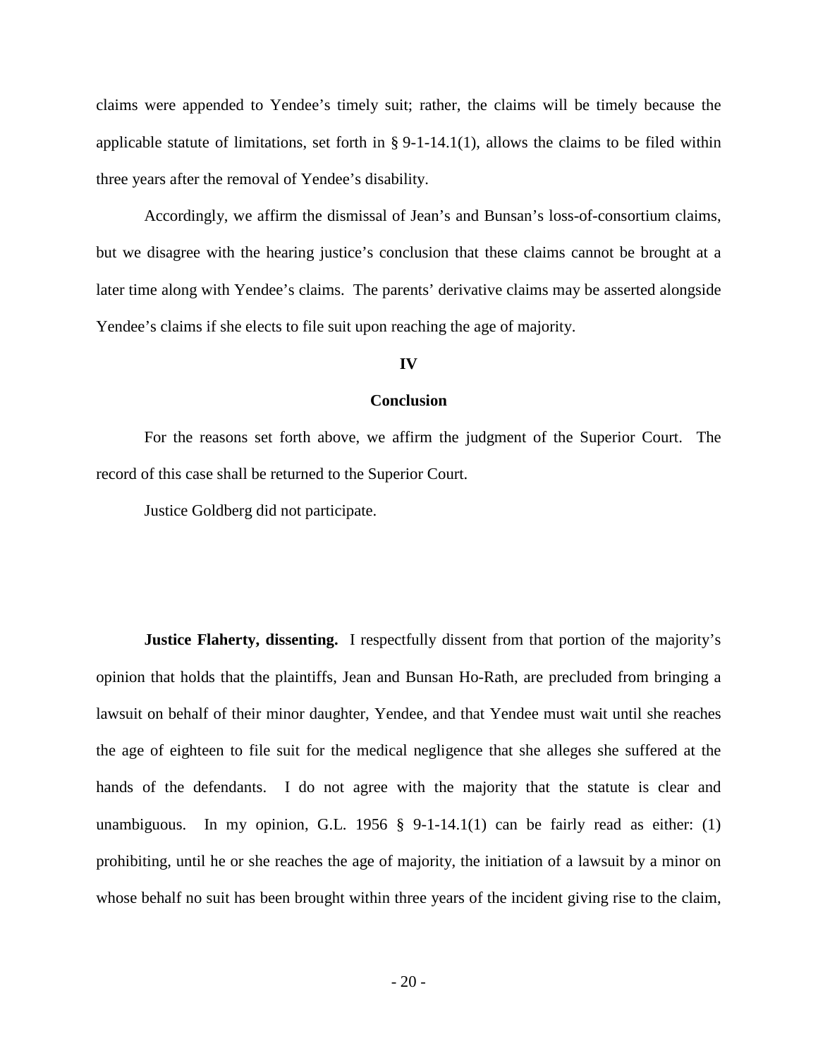claims were appended to Yendee's timely suit; rather, the claims will be timely because the applicable statute of limitations, set forth in § 9-1-14.1(1), allows the claims to be filed within three years after the removal of Yendee's disability.

Accordingly, we affirm the dismissal of Jean's and Bunsan's loss-of-consortium claims, but we disagree with the hearing justice's conclusion that these claims cannot be brought at a later time along with Yendee's claims. The parents' derivative claims may be asserted alongside Yendee's claims if she elects to file suit upon reaching the age of majority.

## IV

## Conclusion

For the reasons set forth above, we affirm the judgment of the Superior Court. The record of this case shall be returned to the Superior Court.

Justice Goldberg did not participate.

**Justice Flaherty, dissenting.** I respectfully dissent from that portion of the majority's opinion that holds that the plaintiffs, Jean and Bunsan Ho-Rath, are precluded from bringing a lawsuit on behalf of their minor daughter, Yendee, and that Yendee must wait until she reaches the age of eighteen to file suit for the medical negligence that she alleges she suffered at the hands of the defendants. I do not agree with the majority that the statute is clear and unambiguous. In my opinion, G.L. 1956 § 9-1-14.1(1) can be fairly read as either: (1) prohibiting, until he or she reaches the age of majority, the initiation of a lawsuit by a minor on whose behalf no suit has been brought within three years of the incident giving rise to the claim,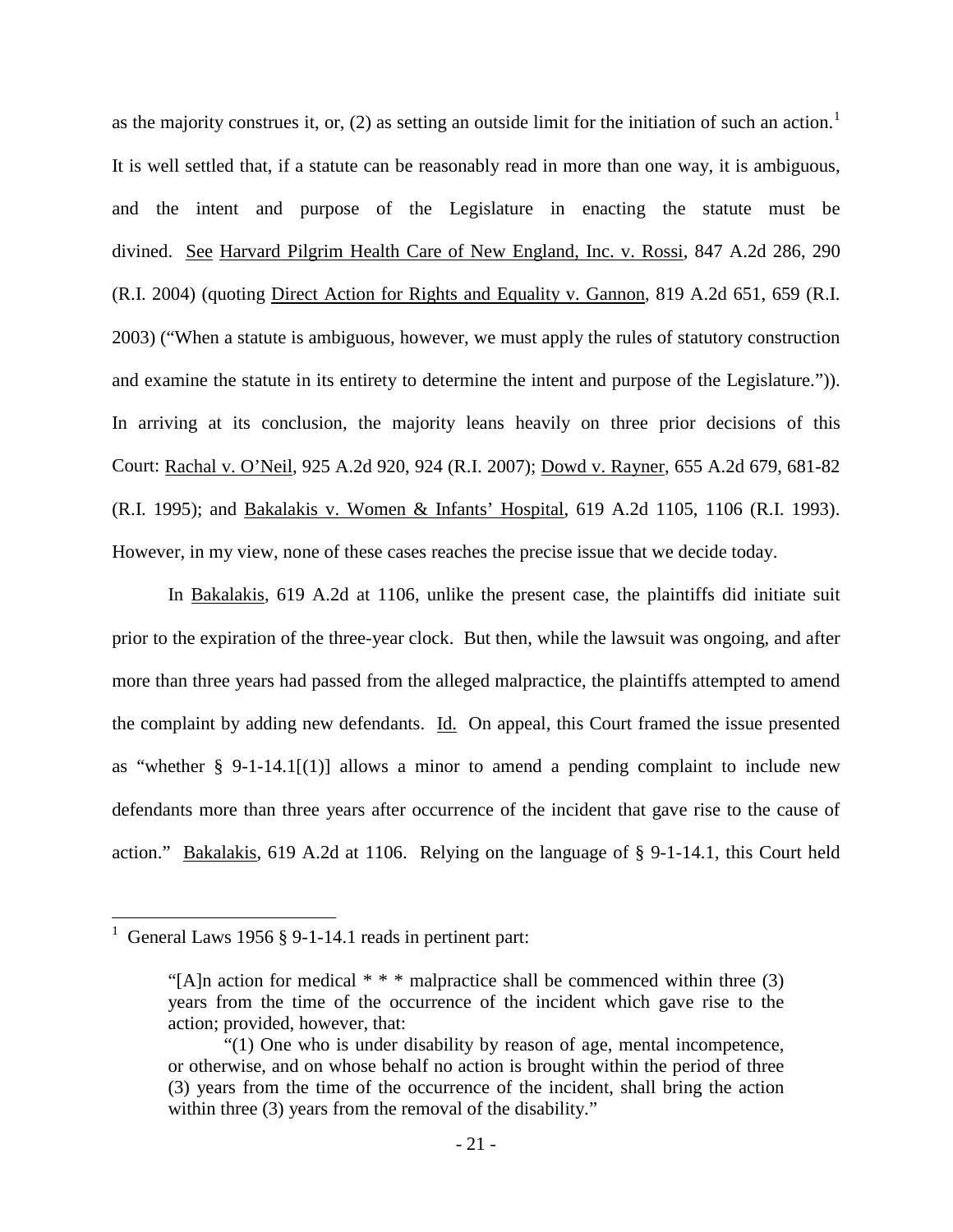as the majority construes it, or, (2) as setting an outside limit for the initiation of such an action.[1] It is well settled that, if a statute can be reasonably read in more than one way, it is ambiguous, and the intent and purpose of the Legislature in enacting the statute must be divined. See Harvard Pilgrim Health Care of New England, Inc. v. Rossi, 847 A.2d 286, 290 (R.I. 2004) (quoting Direct Action for Rights and Equality v. Gannon, 819 A.2d 651, 659 (R.I. 2003) ("When a statute is ambiguous, however, we must apply the rules of statutory construction and examine the statute in its entirety to determine the intent and purpose of the Legislature.")). In arriving at its conclusion, the majority leans heavily on three prior decisions of this Court: Rachal v. O'Neil, 925 A.2d 920, 924 (R.I. 2007); Dowd v. Rayner, 655 A.2d 679, 681-82 (R.I. 1995); and Bakalakis v. Women & Infants' Hospital, 619 A.2d 1105, 1106 (R.I. 1993). However, in my view, none of these cases reaches the precise issue that we decide today.

In Bakalakis, 619 A.2d at 1106, unlike the present case, the plaintiffs did initiate suit prior to the expiration of the three-year clock. But then, while the lawsuit was ongoing, and after more than three years had passed from the alleged malpractice, the plaintiffs attempted to amend the complaint by adding new defendants. Id. On appeal, this Court framed the issue presented as "whether § 9-1-14.1[(1)] allows a minor to amend a pending complaint to include new defendants more than three years after occurrence of the incident that gave rise to the cause of action." Bakalakis, 619 A.2d at 1106. Relying on the language of § 9-1-14.1, this Court held

---

[1] General Laws 1956 § 9-1-14.1 reads in pertinent part:

> "[A]n action for medical * * * malpractice shall be commenced within three (3) years from the time of the occurrence of the incident which gave rise to the action; provided, however, that:
>
> "(1) One who is under disability by reason of age, mental incompetence, or otherwise, and on whose behalf no action is brought within the period of three (3) years from the time of the occurrence of the incident, shall bring the action within three (3) years from the removal of the disability."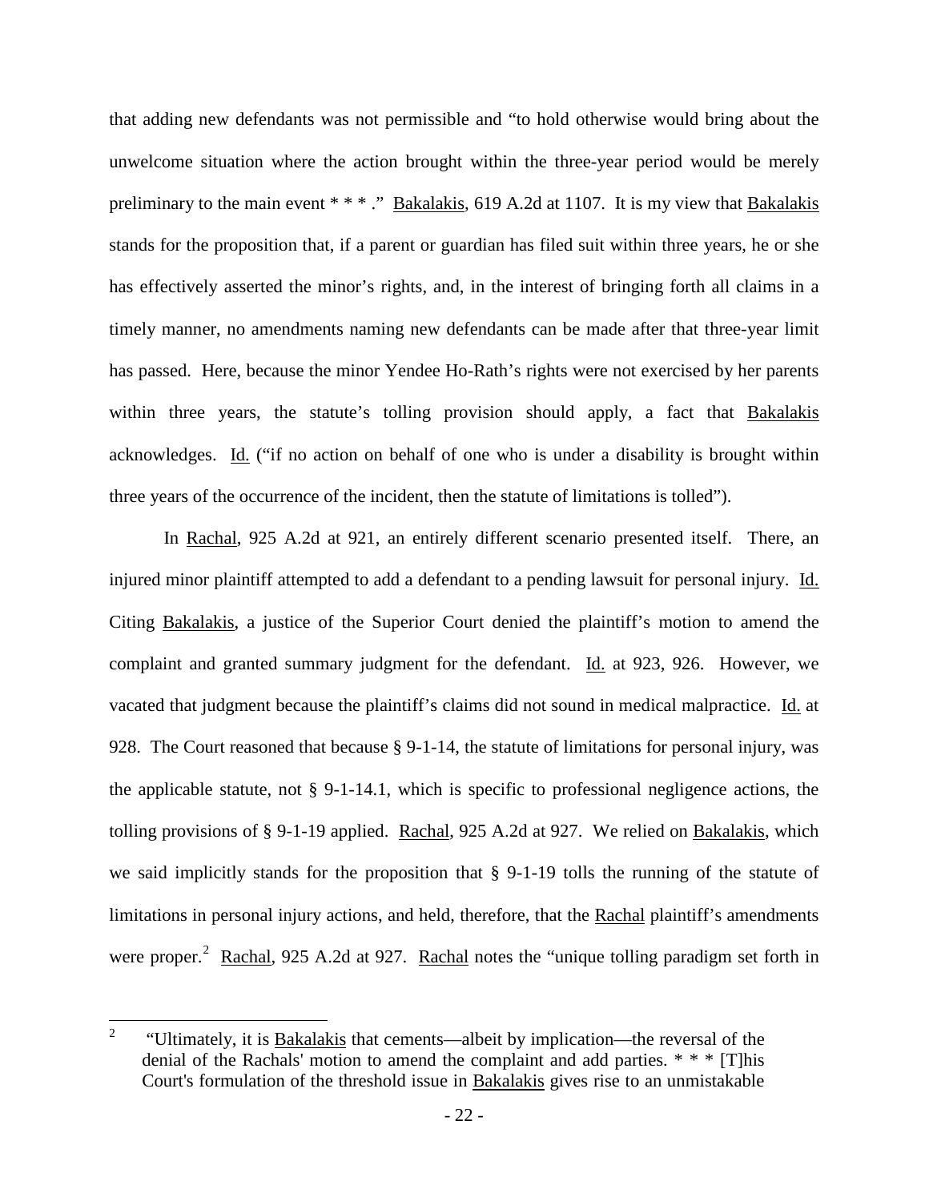that adding new defendants was not permissible and "to hold otherwise would bring about the unwelcome situation where the action brought within the three-year period would be merely preliminary to the main event * * * ." Bakalakis, 619 A.2d at 1107. It is my view that Bakalakis stands for the proposition that, if a parent or guardian has filed suit within three years, he or she has effectively asserted the minor's rights, and, in the interest of bringing forth all claims in a timely manner, no amendments naming new defendants can be made after that three-year limit has passed. Here, because the minor Yendee Ho-Rath's rights were not exercised by her parents within three years, the statute's tolling provision should apply, a fact that Bakalakis acknowledges. Id. ("if no action on behalf of one who is under a disability is brought within three years of the occurrence of the incident, then the statute of limitations is tolled").

In Rachal, 925 A.2d at 921, an entirely different scenario presented itself. There, an injured minor plaintiff attempted to add a defendant to a pending lawsuit for personal injury. Id. Citing Bakalakis, a justice of the Superior Court denied the plaintiff's motion to amend the complaint and granted summary judgment for the defendant. Id. at 923, 926. However, we vacated that judgment because the plaintiff's claims did not sound in medical malpractice. Id. at 928. The Court reasoned that because § 9-1-14, the statute of limitations for personal injury, was the applicable statute, not § 9-1-14.1, which is specific to professional negligence actions, the tolling provisions of § 9-1-19 applied. Rachal, 925 A.2d at 927. We relied on Bakalakis, which we said implicitly stands for the proposition that § 9-1-19 tolls the running of the statute of limitations in personal injury actions, and held, therefore, that the Rachal plaintiff's amendments were proper.[2] Rachal, 925 A.2d at 927. Rachal notes the "unique tolling paradigm set forth in

---

[2] "Ultimately, it is Bakalakis that cements—albeit by implication—the reversal of the denial of the Rachals' motion to amend the complaint and add parties. * * * [T]his Court's formulation of the threshold issue in Bakalakis gives rise to an unmistakable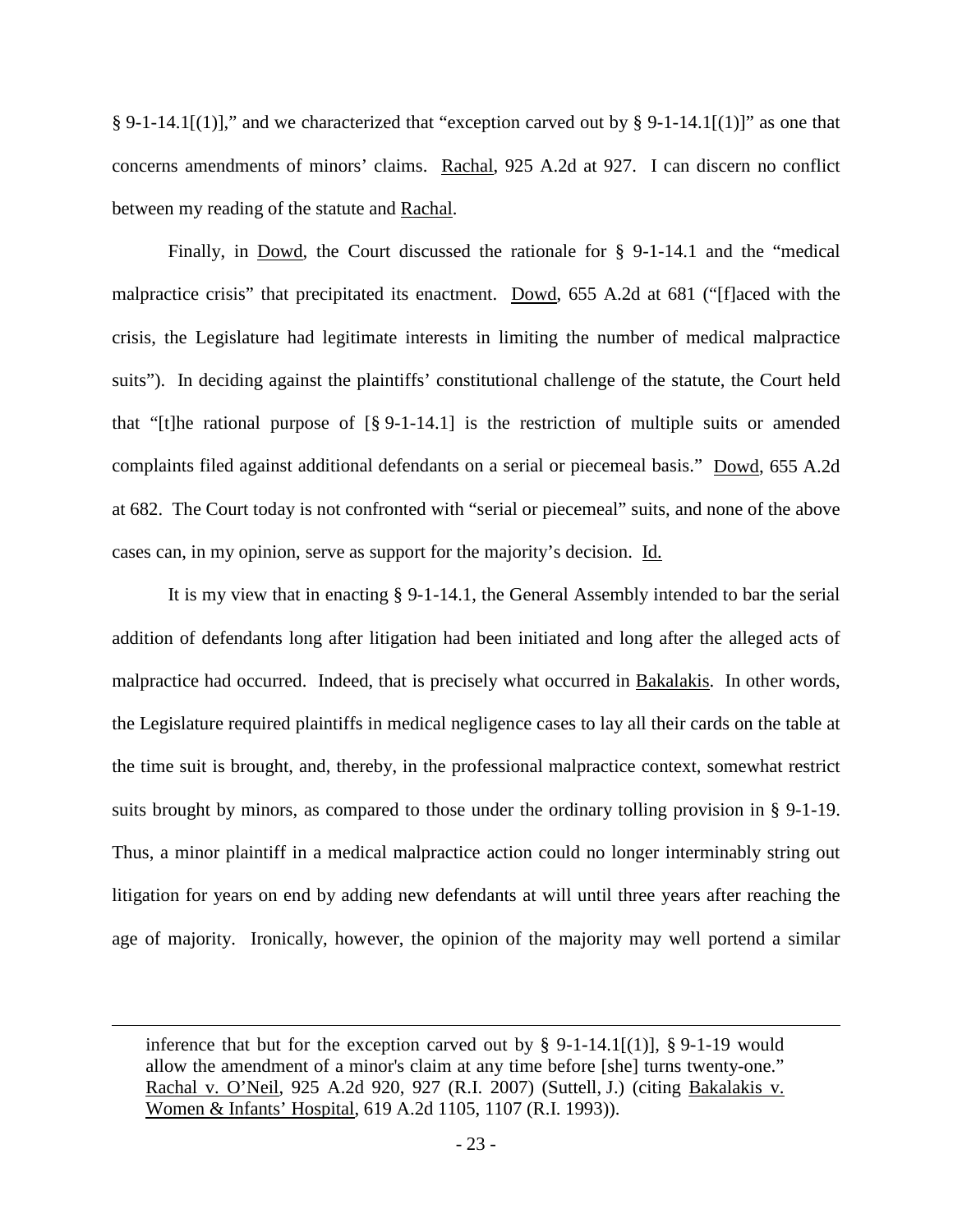§ 9-1-14.1[(1)]," and we characterized that "exception carved out by § 9-1-14.1[(1)]" as one that concerns amendments of minors' claims. Rachal, 925 A.2d at 927. I can discern no conflict between my reading of the statute and Rachal.

Finally, in Dowd, the Court discussed the rationale for § 9-1-14.1 and the "medical malpractice crisis" that precipitated its enactment. Dowd, 655 A.2d at 681 ("[f]aced with the crisis, the Legislature had legitimate interests in limiting the number of medical malpractice suits"). In deciding against the plaintiffs' constitutional challenge of the statute, the Court held that "[t]he rational purpose of [§ 9-1-14.1] is the restriction of multiple suits or amended complaints filed against additional defendants on a serial or piecemeal basis." Dowd, 655 A.2d at 682. The Court today is not confronted with "serial or piecemeal" suits, and none of the above cases can, in my opinion, serve as support for the majority's decision. Id.

It is my view that in enacting § 9-1-14.1, the General Assembly intended to bar the serial addition of defendants long after litigation had been initiated and long after the alleged acts of malpractice had occurred. Indeed, that is precisely what occurred in Bakalakis. In other words, the Legislature required plaintiffs in medical negligence cases to lay all their cards on the table at the time suit is brought, and, thereby, in the professional malpractice context, somewhat restrict suits brought by minors, as compared to those under the ordinary tolling provision in § 9-1-19. Thus, a minor plaintiff in a medical malpractice action could no longer interminably string out litigation for years on end by adding new defendants at will until three years after reaching the age of majority. Ironically, however, the opinion of the majority may well portend a similar

---

inference that but for the exception carved out by § 9-1-14.1[(1)], § 9-1-19 would allow the amendment of a minor's claim at any time before [she] turns twenty-one." Rachal v. O'Neil, 925 A.2d 920, 927 (R.I. 2007) (Suttell, J.) (citing Bakalakis v. Women & Infants' Hospital, 619 A.2d 1105, 1107 (R.I. 1993)).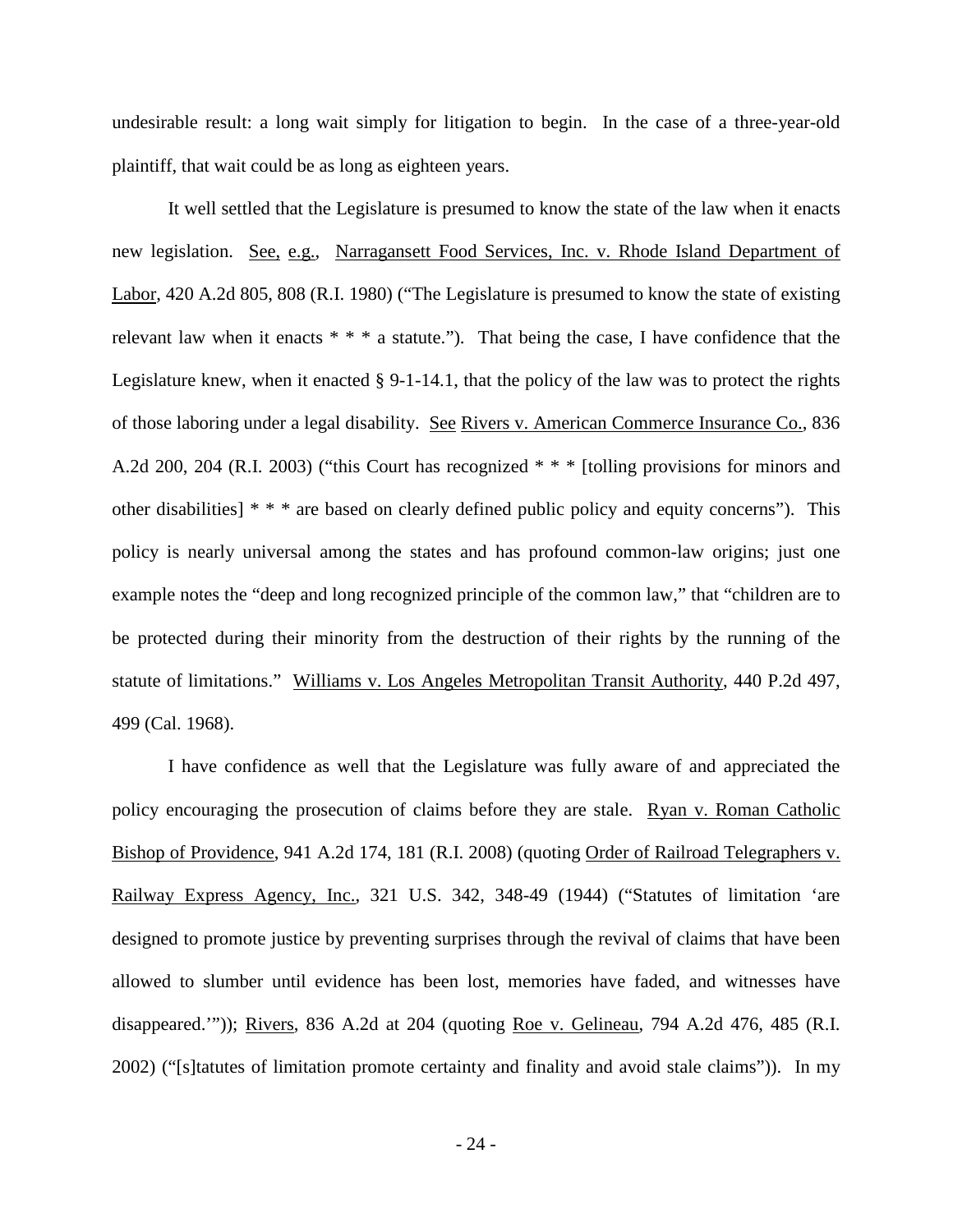undesirable result: a long wait simply for litigation to begin. In the case of a three-year-old plaintiff, that wait could be as long as eighteen years.

It well settled that the Legislature is presumed to know the state of the law when it enacts new legislation. See, e.g., Narragansett Food Services, Inc. v. Rhode Island Department of Labor, 420 A.2d 805, 808 (R.I. 1980) ("The Legislature is presumed to know the state of existing relevant law when it enacts * * * a statute."). That being the case, I have confidence that the Legislature knew, when it enacted § 9-1-14.1, that the policy of the law was to protect the rights of those laboring under a legal disability. See Rivers v. American Commerce Insurance Co., 836 A.2d 200, 204 (R.I. 2003) ("this Court has recognized * * * [tolling provisions for minors and other disabilities] * * * are based on clearly defined public policy and equity concerns"). This policy is nearly universal among the states and has profound common-law origins; just one example notes the "deep and long recognized principle of the common law," that "children are to be protected during their minority from the destruction of their rights by the running of the statute of limitations." Williams v. Los Angeles Metropolitan Transit Authority, 440 P.2d 497, 499 (Cal. 1968).

I have confidence as well that the Legislature was fully aware of and appreciated the policy encouraging the prosecution of claims before they are stale. Ryan v. Roman Catholic Bishop of Providence, 941 A.2d 174, 181 (R.I. 2008) (quoting Order of Railroad Telegraphers v. Railway Express Agency, Inc., 321 U.S. 342, 348-49 (1944) ("Statutes of limitation 'are designed to promote justice by preventing surprises through the revival of claims that have been allowed to slumber until evidence has been lost, memories have faded, and witnesses have disappeared.'")); Rivers, 836 A.2d at 204 (quoting Roe v. Gelineau, 794 A.2d 476, 485 (R.I. 2002) ("[s]tatutes of limitation promote certainty and finality and avoid stale claims")). In my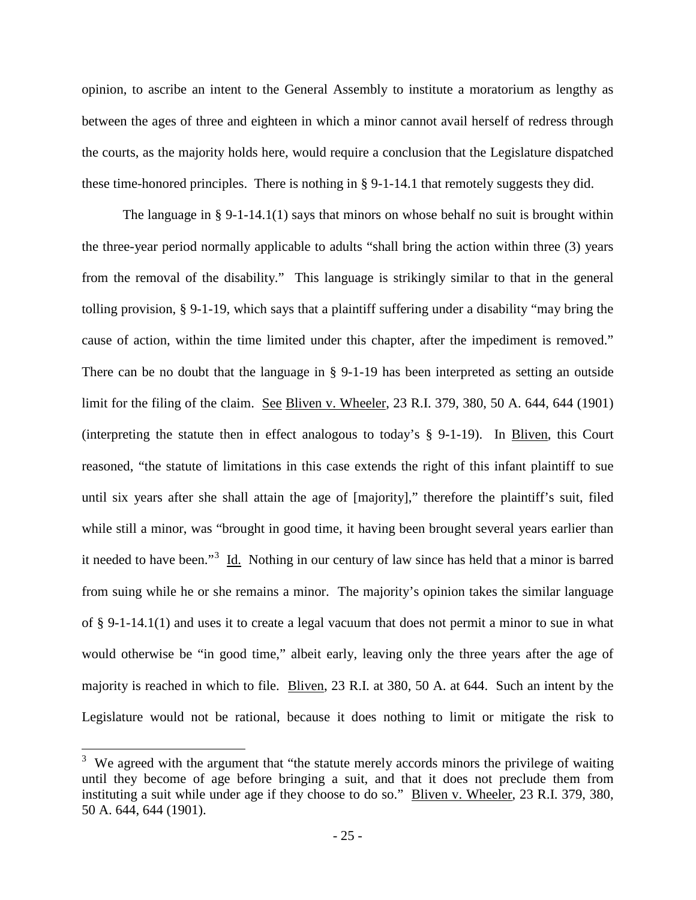opinion, to ascribe an intent to the General Assembly to institute a moratorium as lengthy as between the ages of three and eighteen in which a minor cannot avail herself of redress through the courts, as the majority holds here, would require a conclusion that the Legislature dispatched these time-honored principles. There is nothing in § 9-1-14.1 that remotely suggests they did.

The language in § 9-1-14.1(1) says that minors on whose behalf no suit is brought within the three-year period normally applicable to adults "shall bring the action within three (3) years from the removal of the disability." This language is strikingly similar to that in the general tolling provision, § 9-1-19, which says that a plaintiff suffering under a disability "may bring the cause of action, within the time limited under this chapter, after the impediment is removed." There can be no doubt that the language in § 9-1-19 has been interpreted as setting an outside limit for the filing of the claim. See Bliven v. Wheeler, 23 R.I. 379, 380, 50 A. 644, 644 (1901) (interpreting the statute then in effect analogous to today's § 9-1-19). In Bliven, this Court reasoned, "the statute of limitations in this case extends the right of this infant plaintiff to sue until six years after she shall attain the age of [majority]," therefore the plaintiff's suit, filed while still a minor, was "brought in good time, it having been brought several years earlier than it needed to have been."[3] Id. Nothing in our century of law since has held that a minor is barred from suing while he or she remains a minor. The majority's opinion takes the similar language of § 9-1-14.1(1) and uses it to create a legal vacuum that does not permit a minor to sue in what would otherwise be "in good time," albeit early, leaving only the three years after the age of majority is reached in which to file. Bliven, 23 R.I. at 380, 50 A. at 644. Such an intent by the Legislature would not be rational, because it does nothing to limit or mitigate the risk to

[3] We agreed with the argument that "the statute merely accords minors the privilege of waiting until they become of age before bringing a suit, and that it does not preclude them from instituting a suit while under age if they choose to do so." Bliven v. Wheeler, 23 R.I. 379, 380, 50 A. 644, 644 (1901).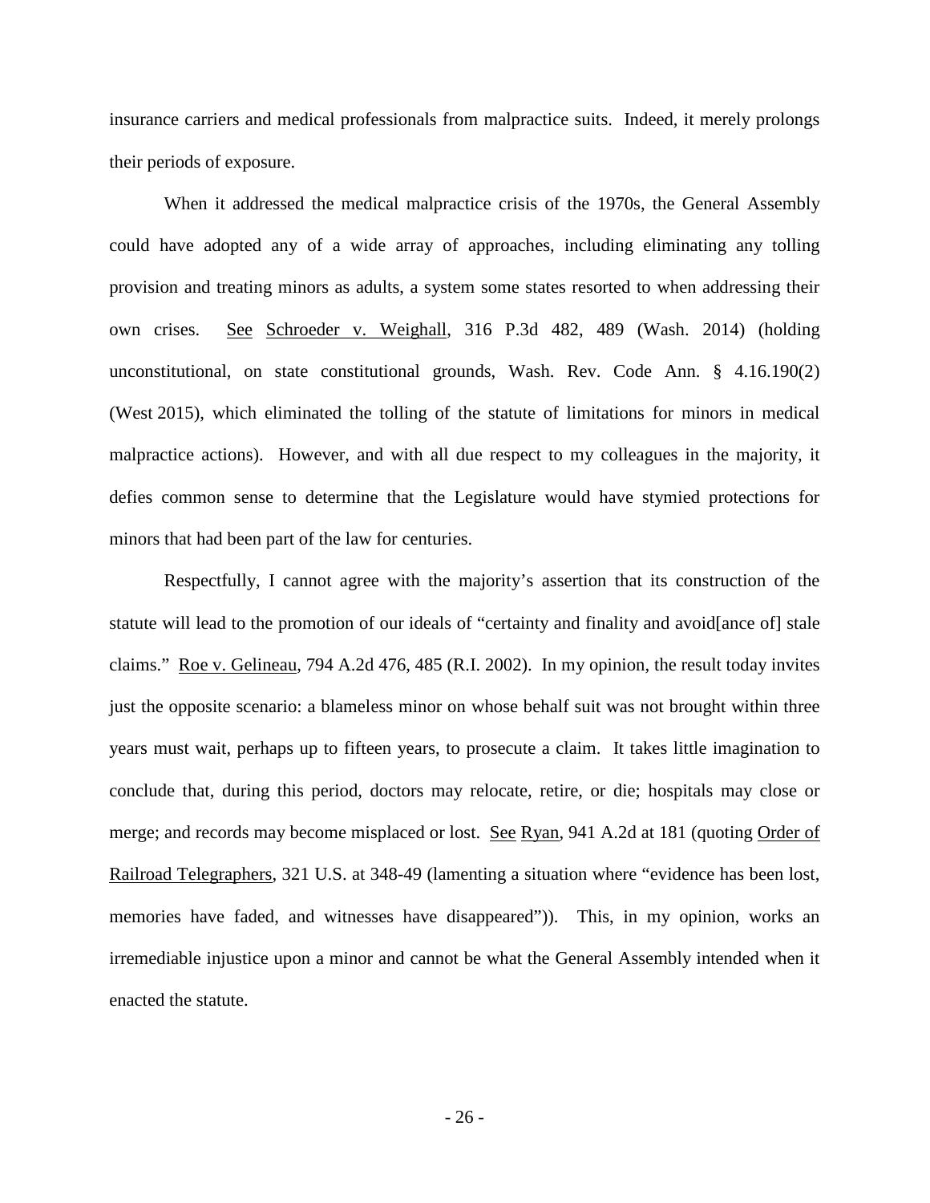insurance carriers and medical professionals from malpractice suits. Indeed, it merely prolongs their periods of exposure.

When it addressed the medical malpractice crisis of the 1970s, the General Assembly could have adopted any of a wide array of approaches, including eliminating any tolling provision and treating minors as adults, a system some states resorted to when addressing their own crises. See Schroeder v. Weighall, 316 P.3d 482, 489 (Wash. 2014) (holding unconstitutional, on state constitutional grounds, Wash. Rev. Code Ann. § 4.16.190(2) (West 2015), which eliminated the tolling of the statute of limitations for minors in medical malpractice actions). However, and with all due respect to my colleagues in the majority, it defies common sense to determine that the Legislature would have stymied protections for minors that had been part of the law for centuries.

Respectfully, I cannot agree with the majority's assertion that its construction of the statute will lead to the promotion of our ideals of "certainty and finality and avoid[ance of] stale claims." Roe v. Gelineau, 794 A.2d 476, 485 (R.I. 2002). In my opinion, the result today invites just the opposite scenario: a blameless minor on whose behalf suit was not brought within three years must wait, perhaps up to fifteen years, to prosecute a claim. It takes little imagination to conclude that, during this period, doctors may relocate, retire, or die; hospitals may close or merge; and records may become misplaced or lost. See Ryan, 941 A.2d at 181 (quoting Order of Railroad Telegraphers, 321 U.S. at 348-49 (lamenting a situation where "evidence has been lost, memories have faded, and witnesses have disappeared")). This, in my opinion, works an irremediable injustice upon a minor and cannot be what the General Assembly intended when it enacted the statute.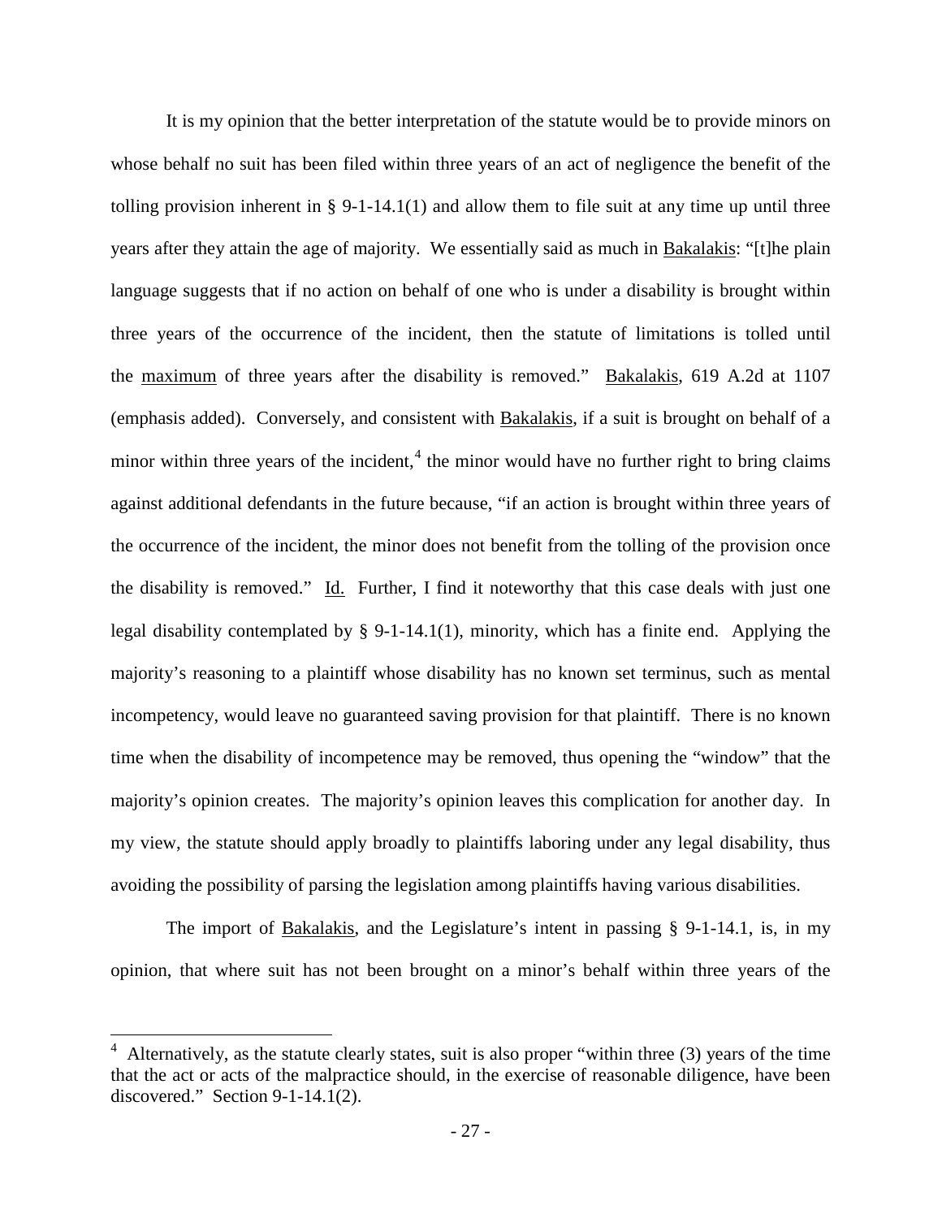It is my opinion that the better interpretation of the statute would be to provide minors on whose behalf no suit has been filed within three years of an act of negligence the benefit of the tolling provision inherent in § 9-1-14.1(1) and allow them to file suit at any time up until three years after they attain the age of majority. We essentially said as much in Bakalakis: "[t]he plain language suggests that if no action on behalf of one who is under a disability is brought within three years of the occurrence of the incident, then the statute of limitations is tolled until the maximum of three years after the disability is removed." Bakalakis, 619 A.2d at 1107 (emphasis added). Conversely, and consistent with Bakalakis, if a suit is brought on behalf of a minor within three years of the incident,[4] the minor would have no further right to bring claims against additional defendants in the future because, "if an action is brought within three years of the occurrence of the incident, the minor does not benefit from the tolling of the provision once the disability is removed." Id. Further, I find it noteworthy that this case deals with just one legal disability contemplated by § 9-1-14.1(1), minority, which has a finite end. Applying the majority's reasoning to a plaintiff whose disability has no known set terminus, such as mental incompetency, would leave no guaranteed saving provision for that plaintiff. There is no known time when the disability of incompetence may be removed, thus opening the "window" that the majority's opinion creates. The majority's opinion leaves this complication for another day. In my view, the statute should apply broadly to plaintiffs laboring under any legal disability, thus avoiding the possibility of parsing the legislation among plaintiffs having various disabilities.

The import of Bakalakis, and the Legislature's intent in passing § 9-1-14.1, is, in my opinion, that where suit has not been brought on a minor's behalf within three years of the

---

[4] Alternatively, as the statute clearly states, suit is also proper "within three (3) years of the time that the act or acts of the malpractice should, in the exercise of reasonable diligence, have been discovered." Section 9-1-14.1(2).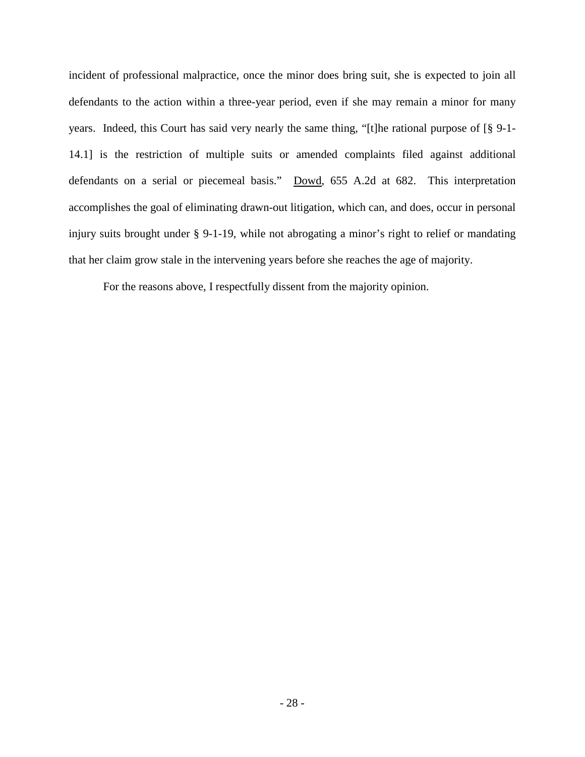incident of professional malpractice, once the minor does bring suit, she is expected to join all defendants to the action within a three-year period, even if she may remain a minor for many years. Indeed, this Court has said very nearly the same thing, "[t]he rational purpose of [§ 9-1-14.1] is the restriction of multiple suits or amended complaints filed against additional defendants on a serial or piecemeal basis." Dowd, 655 A.2d at 682. This interpretation accomplishes the goal of eliminating drawn-out litigation, which can, and does, occur in personal injury suits brought under § 9-1-19, while not abrogating a minor's right to relief or mandating that her claim grow stale in the intervening years before she reaches the age of majority.

For the reasons above, I respectfully dissent from the majority opinion.